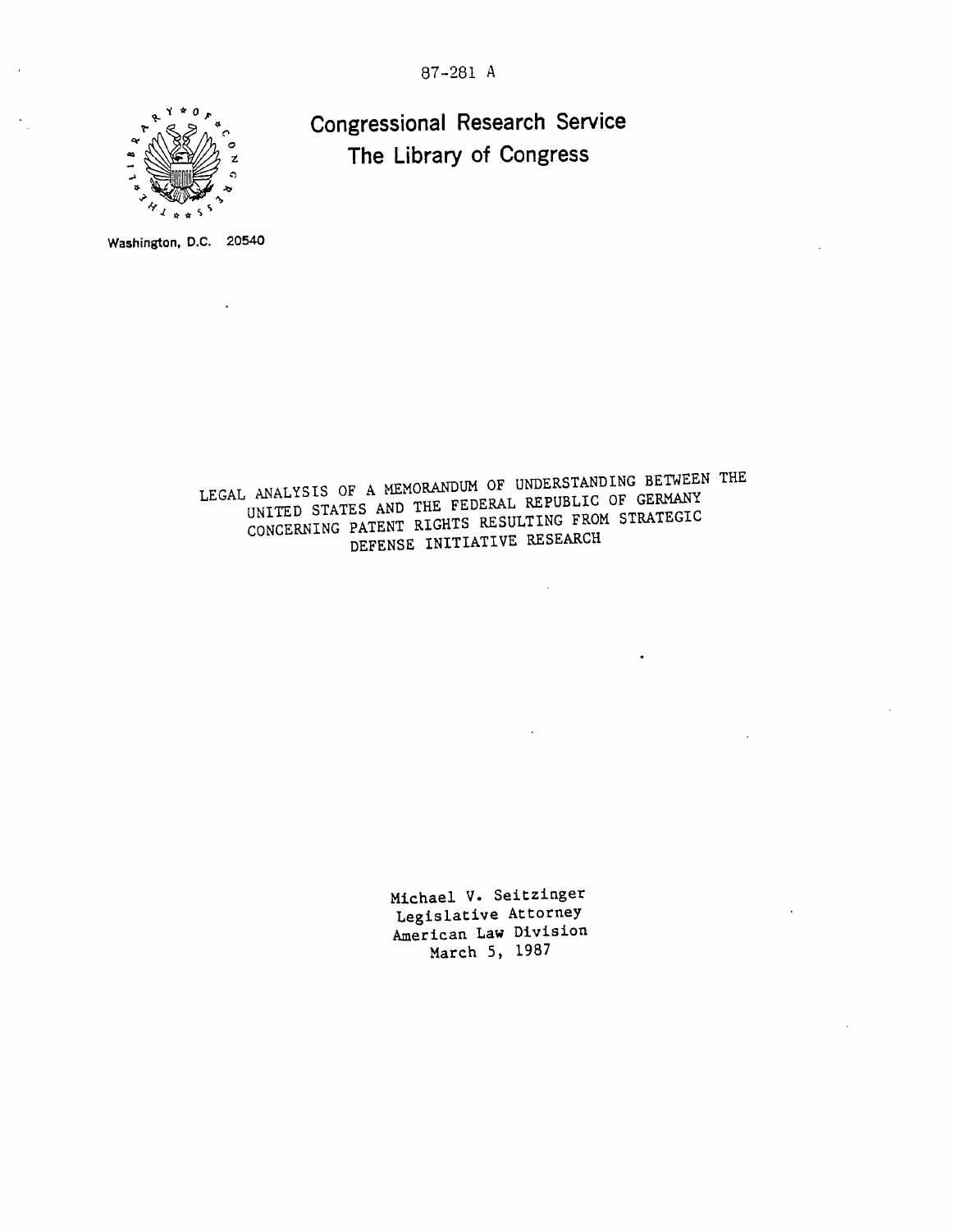87-281 A

**Congressional Research Service**
**The Library of Congress**

Washington, D.C. 20540

# LEGAL ANALYSIS OF A MEMORANDUM OF UNDERSTANDING BETWEEN THE UNITED STATES AND THE FEDERAL REPUBLIC OF GERMANY CONCERNING PATENT RIGHTS RESULTING FROM STRATEGIC DEFENSE INITIATIVE RESEARCH

Michael V. Seitzinger
Legislative Attorney
American Law Division
March 5, 1987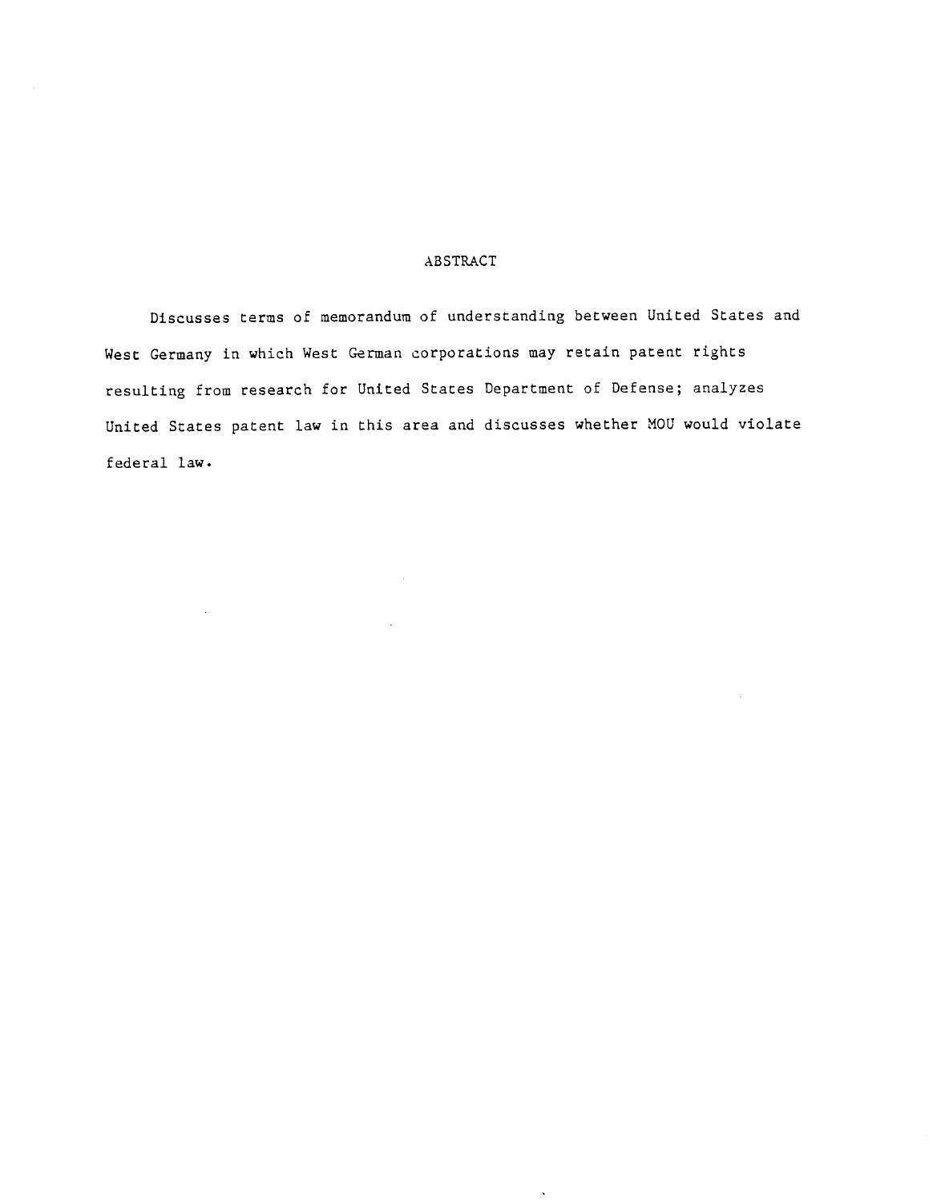# ABSTRACT

Discusses terms of memorandum of understanding between United States and West Germany in which West German corporations may retain patent rights resulting from research for United States Department of Defense; analyzes United States patent law in this area and discusses whether MOU would violate federal law.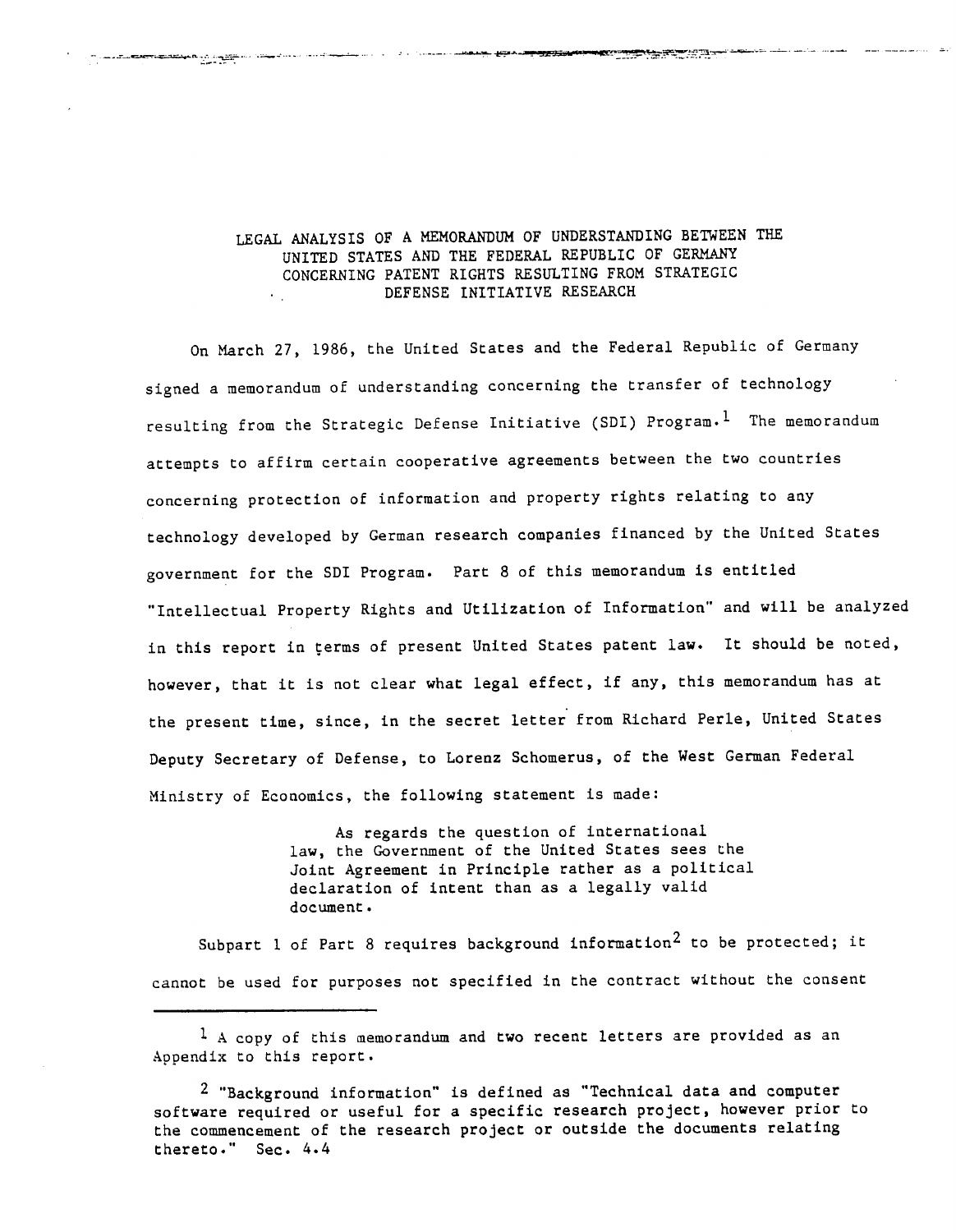# LEGAL ANALYSIS OF A MEMORANDUM OF UNDERSTANDING BETWEEN THE UNITED STATES AND THE FEDERAL REPUBLIC OF GERMANY CONCERNING PATENT RIGHTS RESULTING FROM STRATEGIC DEFENSE INITIATIVE RESEARCH

On March 27, 1986, the United States and the Federal Republic of Germany signed a memorandum of understanding concerning the transfer of technology resulting from the Strategic Defense Initiative (SDI) Program.[1] The memorandum attempts to affirm certain cooperative agreements between the two countries concerning protection of information and property rights relating to any technology developed by German research companies financed by the United States government for the SDI Program. Part 8 of this memorandum is entitled "Intellectual Property Rights and Utilization of Information" and will be analyzed in this report in terms of present United States patent law. It should be noted, however, that it is not clear what legal effect, if any, this memorandum has at the present time, since, in the secret letter from Richard Perle, United States Deputy Secretary of Defense, to Lorenz Schomerus, of the West German Federal Ministry of Economics, the following statement is made:

> As regards the question of international law, the Government of the United States sees the Joint Agreement in Principle rather as a political declaration of intent than as a legally valid document.

Subpart 1 of Part 8 requires background information[2] to be protected; it cannot be used for purposes not specified in the contract without the consent

---

[1] A copy of this memorandum and two recent letters are provided as an Appendix to this report.

[2] "Background information" is defined as "Technical data and computer software required or useful for a specific research project, however prior to the commencement of the research project or outside the documents relating thereto." Sec. 4.4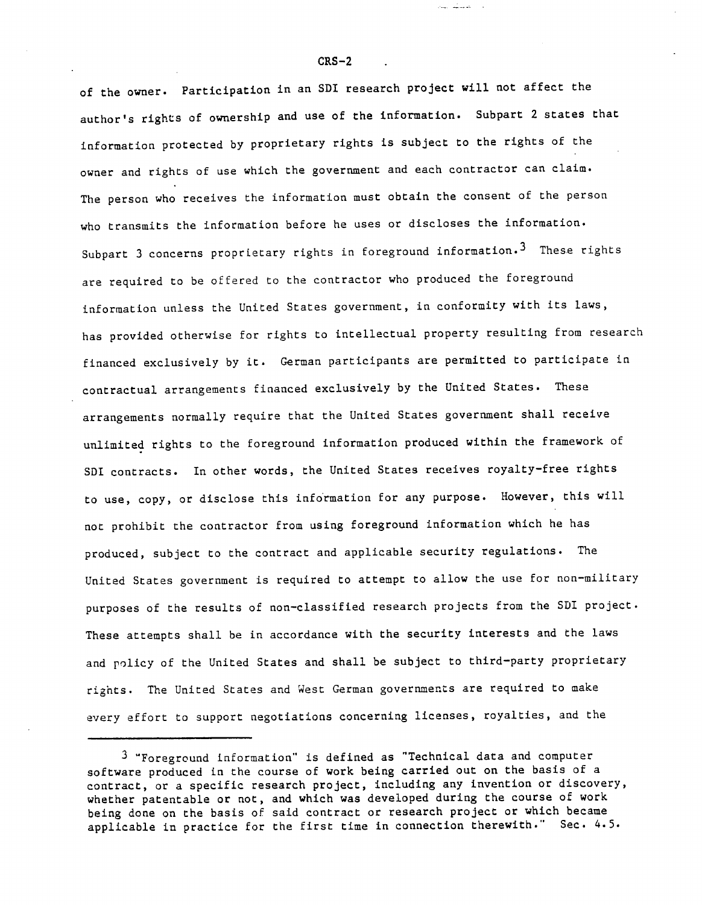of the owner. Participation in an SDI research project will not affect the author's rights of ownership and use of the information. Subpart 2 states that information protected by proprietary rights is subject to the rights of the owner and rights of use which the government and each contractor can claim. The person who receives the information must obtain the consent of the person who transmits the information before he uses or discloses the information. Subpart 3 concerns proprietary rights in foreground information.[3] These rights are required to be offered to the contractor who produced the foreground information unless the United States government, in conformity with its laws, has provided otherwise for rights to intellectual property resulting from research financed exclusively by it. German participants are permitted to participate in contractual arrangements financed exclusively by the United States. These arrangements normally require that the United States government shall receive unlimited rights to the foreground information produced within the framework of SDI contracts. In other words, the United States receives royalty-free rights to use, copy, or disclose this information for any purpose. However, this will not prohibit the contractor from using foreground information which he has produced, subject to the contract and applicable security regulations. The United States government is required to attempt to allow the use for non-military purposes of the results of non-classified research projects from the SDI project. These attempts shall be in accordance with the security interests and the laws and policy of the United States and shall be subject to third-party proprietary rights. The United States and West German governments are required to make every effort to support negotiations concerning licenses, royalties, and the

---

[3] "Foreground information" is defined as "Technical data and computer software produced in the course of work being carried out on the basis of a contract, or a specific research project, including any invention or discovery, whether patentable or not, and which was developed during the course of work being done on the basis of said contract or research project or which became applicable in practice for the first time in connection therewith." Sec. 4.5.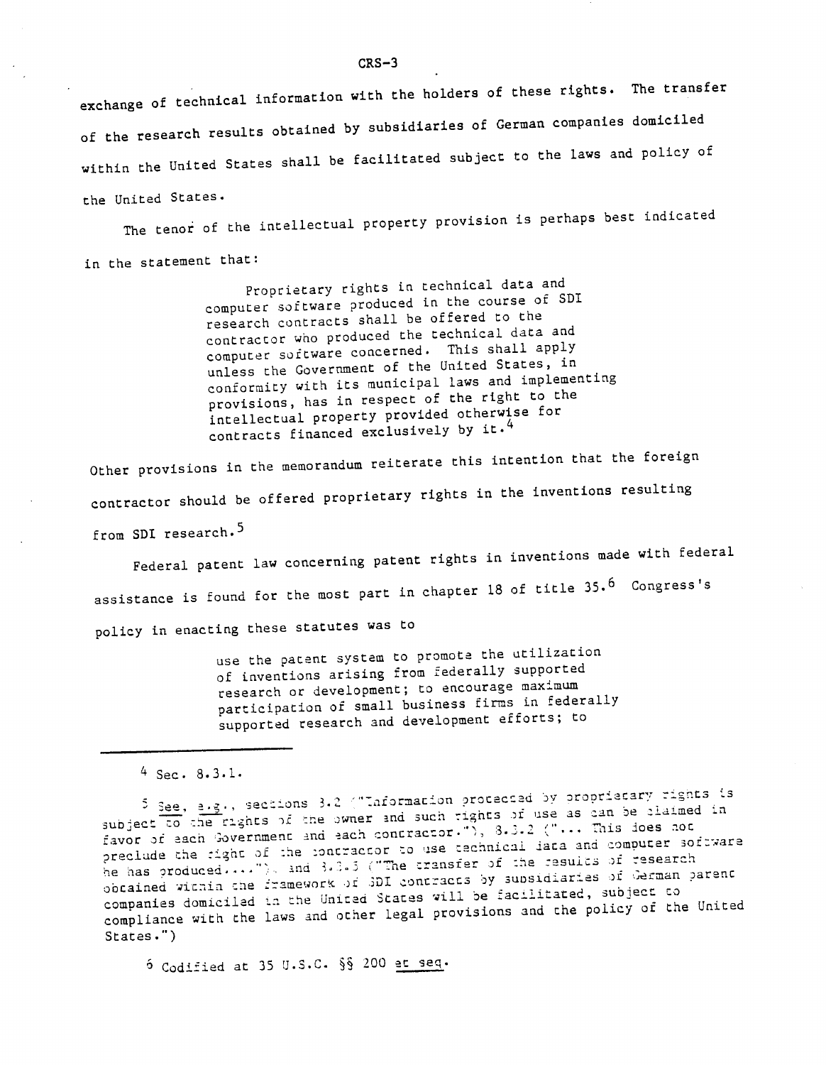exchange of technical information with the holders of these rights. The transfer of the research results obtained by subsidiaries of German companies domiciled within the United States shall be facilitated subject to the laws and policy of the United States.

The tenor of the intellectual property provision is perhaps best indicated in the statement that:

> Proprietary rights in technical data and computer software produced in the course of SDI research contracts shall be offered to the contractor who produced the technical data and computer software concerned. This shall apply unless the Government of the United States, in conformity with its municipal laws and implementing provisions, has in respect of the right to the intellectual property provided otherwise for contracts financed exclusively by it.[4]

Other provisions in the memorandum reiterate this intention that the foreign contractor should be offered proprietary rights in the inventions resulting from SDI research.[5]

Federal patent law concerning patent rights in inventions made with federal assistance is found for the most part in chapter 18 of title 35.[6] Congress's policy in enacting these statutes was to

> use the patent system to promote the utilization of inventions arising from federally supported research or development; to encourage maximum participation of small business firms in federally supported research and development efforts; to

---

[4] Sec. 8.3.1.

[5] See, e.g., sections 3.2 ("Information protected by proprietary rights is subject to the rights of the owner and such rights of use as can be claimed in favor of each Government and each contractor."), 8.3.2 ("... This does not preclude the right of the contractor to use technical data and computer software he has produced...."), and 8.3.3 ("The transfer of the results of research obtained within the framework of SDI contracts by subsidiaries of German parent companies domiciled in the United States will be facilitated, subject to compliance with the laws and other legal provisions and the policy of the United States.")

[6] Codified at 35 U.S.C. §§ 200 et seq.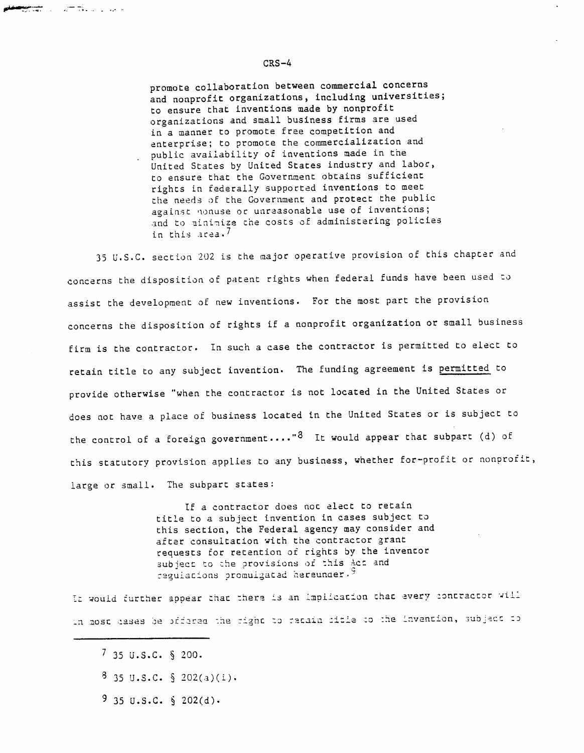> promote collaboration between commercial concerns and nonprofit organizations, including universities; to ensure that inventions made by nonprofit organizations and small business firms are used in a manner to promote free competition and enterprise; to promote the commercialization and public availability of inventions made in the United States by United States industry and labor, to ensure that the Government obtains sufficient rights in federally supported inventions to meet the needs of the Government and protect the public against nonuse or unreasonable use of inventions; and to minimize the costs of administering policies in this area.[7]

35 U.S.C. section 202 is the major operative provision of this chapter and concerns the disposition of patent rights when federal funds have been used to assist the development of new inventions. For the most part the provision concerns the disposition of rights if a nonprofit organization or small business firm is the contractor. In such a case the contractor is permitted to elect to retain title to any subject invention. The funding agreement is <u>permitted</u> to provide otherwise "when the contractor is not located in the United States or does not have a place of business located in the United States or is subject to the control of a foreign government...."[8] It would appear that subpart (d) of this statutory provision applies to any business, whether for-profit or nonprofit, large or small. The subpart states:

> If a contractor does not elect to retain title to a subject invention in cases subject to this section, the Federal agency may consider and after consultation with the contractor grant requests for retention of rights by the inventor subject to the provisions of this Act and regulations promulgated hereunder.[9]

It would further appear that there is an implication that every contractor will in most cases be offered the right to retain title to the invention, subject to

---

[7] 35 U.S.C. § 200.

[8] 35 U.S.C. § 202(a)(i).

[9] 35 U.S.C. § 202(d).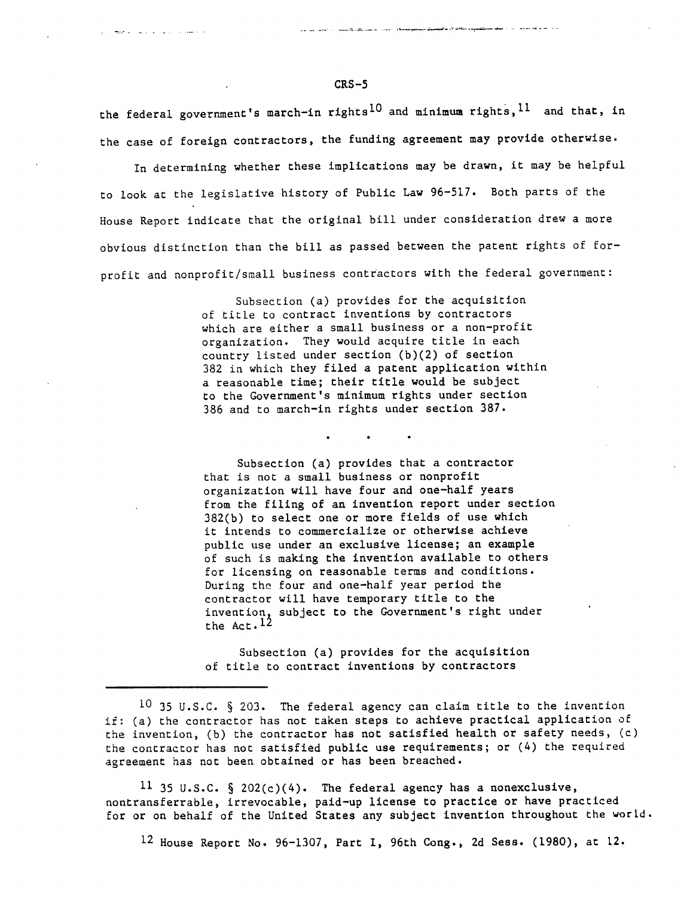the federal government's march-in rights[10] and minimum rights,[11] and that, in the case of foreign contractors, the funding agreement may provide otherwise.

In determining whether these implications may be drawn, it may be helpful to look at the legislative history of Public Law 96-517. Both parts of the House Report indicate that the original bill under consideration drew a more obvious distinction than the bill as passed between the patent rights of for-profit and nonprofit/small business contractors with the federal government:

> Subsection (a) provides for the acquisition of title to contract inventions by contractors which are either a small business or a non-profit organization. They would acquire title in each country listed under section (b)(2) of section 382 in which they filed a patent application within a reasonable time; their title would be subject to the Government's minimum rights under section 386 and to march-in rights under section 387.
>
> . . .
>
> Subsection (a) provides that a contractor that is not a small business or nonprofit organization will have four and one-half years from the filing of an invention report under section 382(b) to select one or more fields of use which it intends to commercialize or otherwise achieve public use under an exclusive license; an example of such is making the invention available to others for licensing on reasonable terms and conditions. During the four and one-half year period the contractor will have temporary title to the invention, subject to the Government's right under the Act.[12]
>
> Subsection (a) provides for the acquisition of title to contract inventions by contractors

---

[10] 35 U.S.C. § 203. The federal agency can claim title to the invention if: (a) the contractor has not taken steps to achieve practical application of the invention, (b) the contractor has not satisfied health or safety needs, (c) the contractor has not satisfied public use requirements; or (4) the required agreement has not been obtained or has been breached.

[11] 35 U.S.C. § 202(c)(4). The federal agency has a nonexclusive, nontransferrable, irrevocable, paid-up license to practice or have practiced for or on behalf of the United States any subject invention throughout the world.

[12] House Report No. 96-1307, Part I, 96th Cong., 2d Sess. (1980), at 12.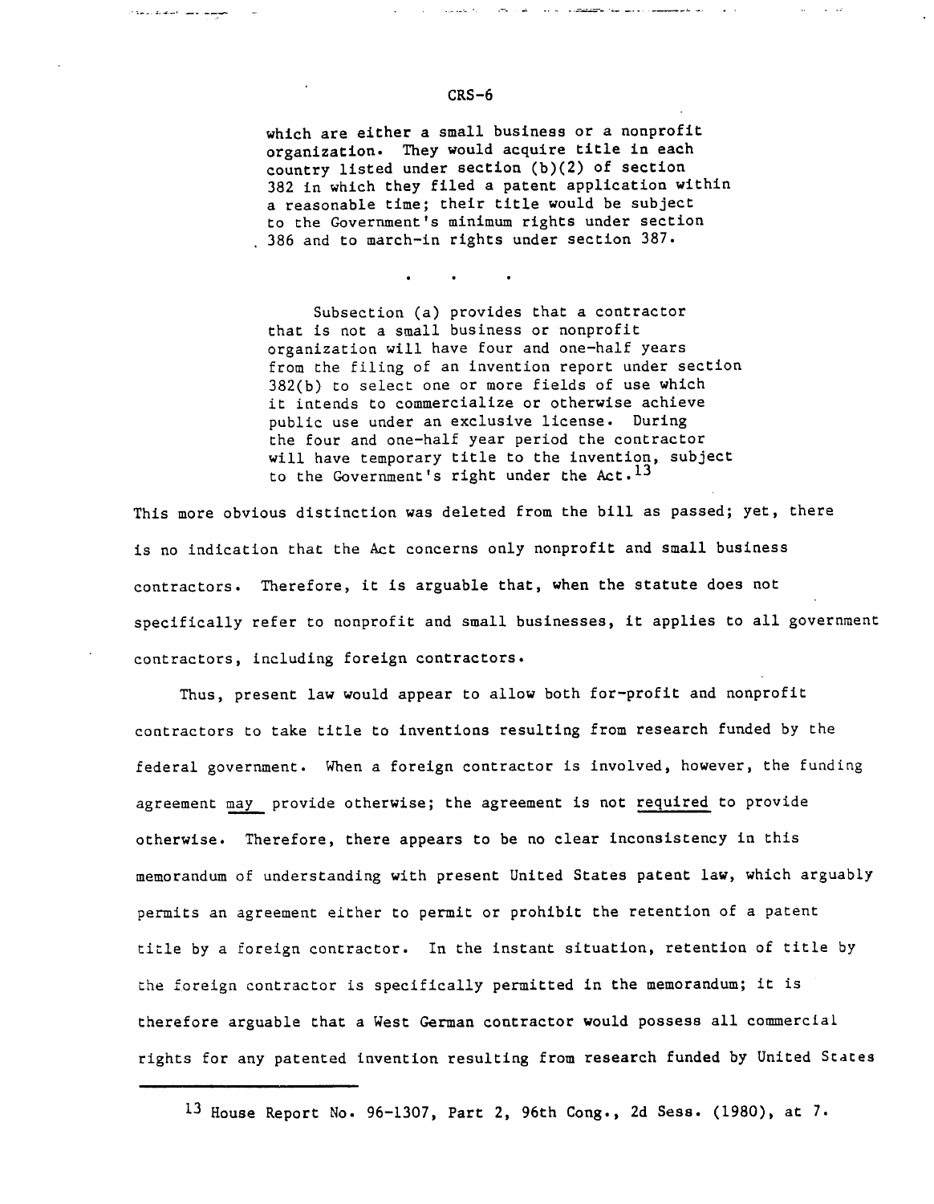> which are either a small business or a nonprofit organization. They would acquire title in each country listed under section (b)(2) of section 382 in which they filed a patent application within a reasonable time; their title would be subject to the Government's minimum rights under section 386 and to march-in rights under section 387.
>
> . . .
>
> Subsection (a) provides that a contractor that is not a small business or nonprofit organization will have four and one-half years from the filing of an invention report under section 382(b) to select one or more fields of use which it intends to commercialize or otherwise achieve public use under an exclusive license. During the four and one-half year period the contractor will have temporary title to the invention, subject to the Government's right under the Act.[13]

This more obvious distinction was deleted from the bill as passed; yet, there is no indication that the Act concerns only nonprofit and small business contractors. Therefore, it is arguable that, when the statute does not specifically refer to nonprofit and small businesses, it applies to all government contractors, including foreign contractors.

Thus, present law would appear to allow both for-profit and nonprofit contractors to take title to inventions resulting from research funded by the federal government. When a foreign contractor is involved, however, the funding agreement <u>may</u> provide otherwise; the agreement is not <u>required</u> to provide otherwise. Therefore, there appears to be no clear inconsistency in this memorandum of understanding with present United States patent law, which arguably permits an agreement either to permit or prohibit the retention of a patent title by a foreign contractor. In the instant situation, retention of title by the foreign contractor is specifically permitted in the memorandum; it is therefore arguable that a West German contractor would possess all commercial rights for any patented invention resulting from research funded by United States

---

[13] House Report No. 96-1307, Part 2, 96th Cong., 2d Sess. (1980), at 7.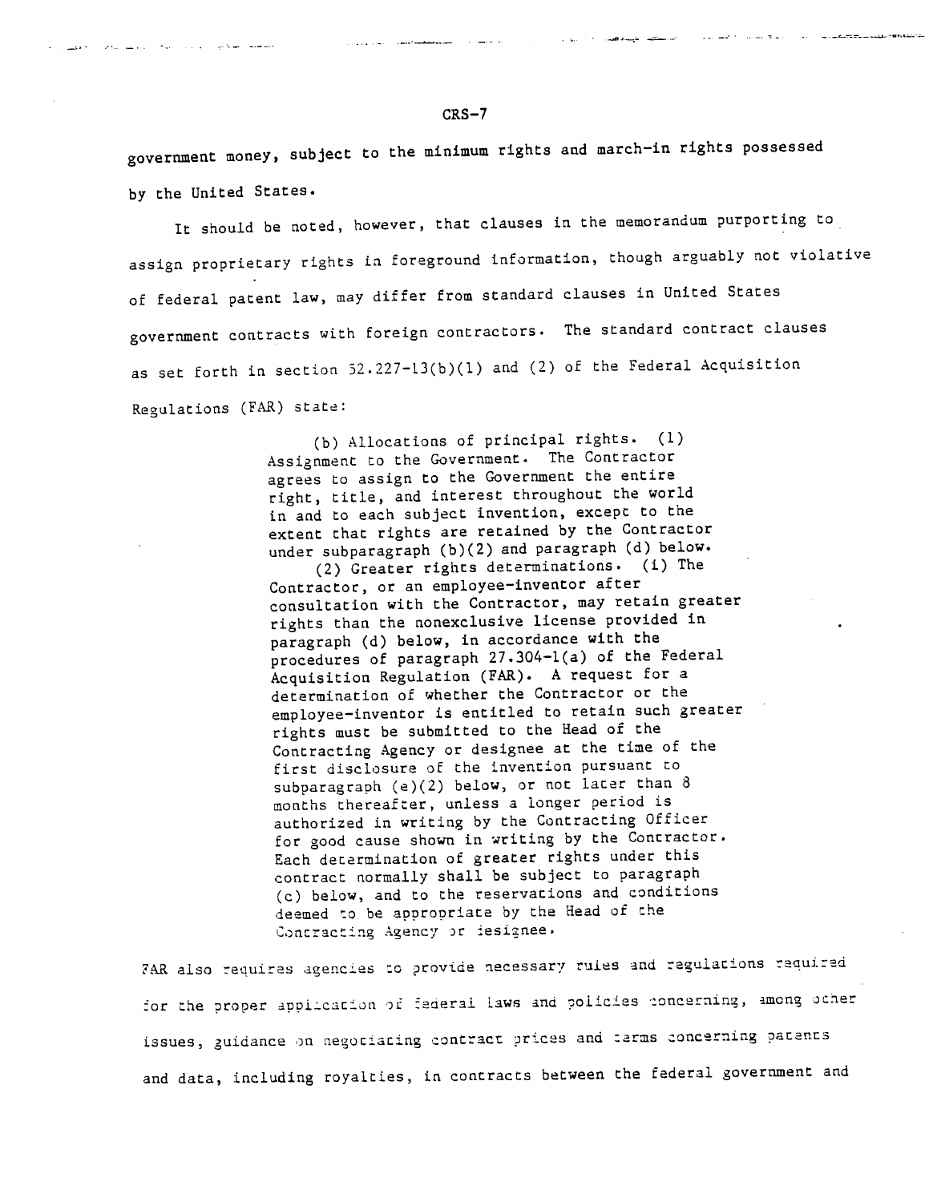government money, subject to the minimum rights and march-in rights possessed by the United States.

It should be noted, however, that clauses in the memorandum purporting to assign proprietary rights in foreground information, though arguably not violative of federal patent law, may differ from standard clauses in United States government contracts with foreign contractors. The standard contract clauses as set forth in section 52.227-13(b)(1) and (2) of the Federal Acquisition Regulations (FAR) state:

> (b) Allocations of principal rights. (1) Assignment to the Government. The Contractor agrees to assign to the Government the entire right, title, and interest throughout the world in and to each subject invention, except to the extent that rights are retained by the Contractor under subparagraph (b)(2) and paragraph (d) below.
>
> (2) Greater rights determinations. (i) The Contractor, or an employee-inventor after consultation with the Contractor, may retain greater rights than the nonexclusive license provided in paragraph (d) below, in accordance with the procedures of paragraph 27.304-1(a) of the Federal Acquisition Regulation (FAR). A request for a determination of whether the Contractor or the employee-inventor is entitled to retain such greater rights must be submitted to the Head of the Contracting Agency or designee at the time of the first disclosure of the invention pursuant to subparagraph (e)(2) below, or not later than 8 months thereafter, unless a longer period is authorized in writing by the Contracting Officer for good cause shown in writing by the Contractor. Each determination of greater rights under this contract normally shall be subject to paragraph (c) below, and to the reservations and conditions deemed to be appropriate by the Head of the Contracting Agency or designee.

FAR also requires agencies to provide necessary rules and regulations required for the proper application of federal laws and policies concerning, among other issues, guidance on negotiating contract prices and terms concerning patents and data, including royalties, in contracts between the federal government and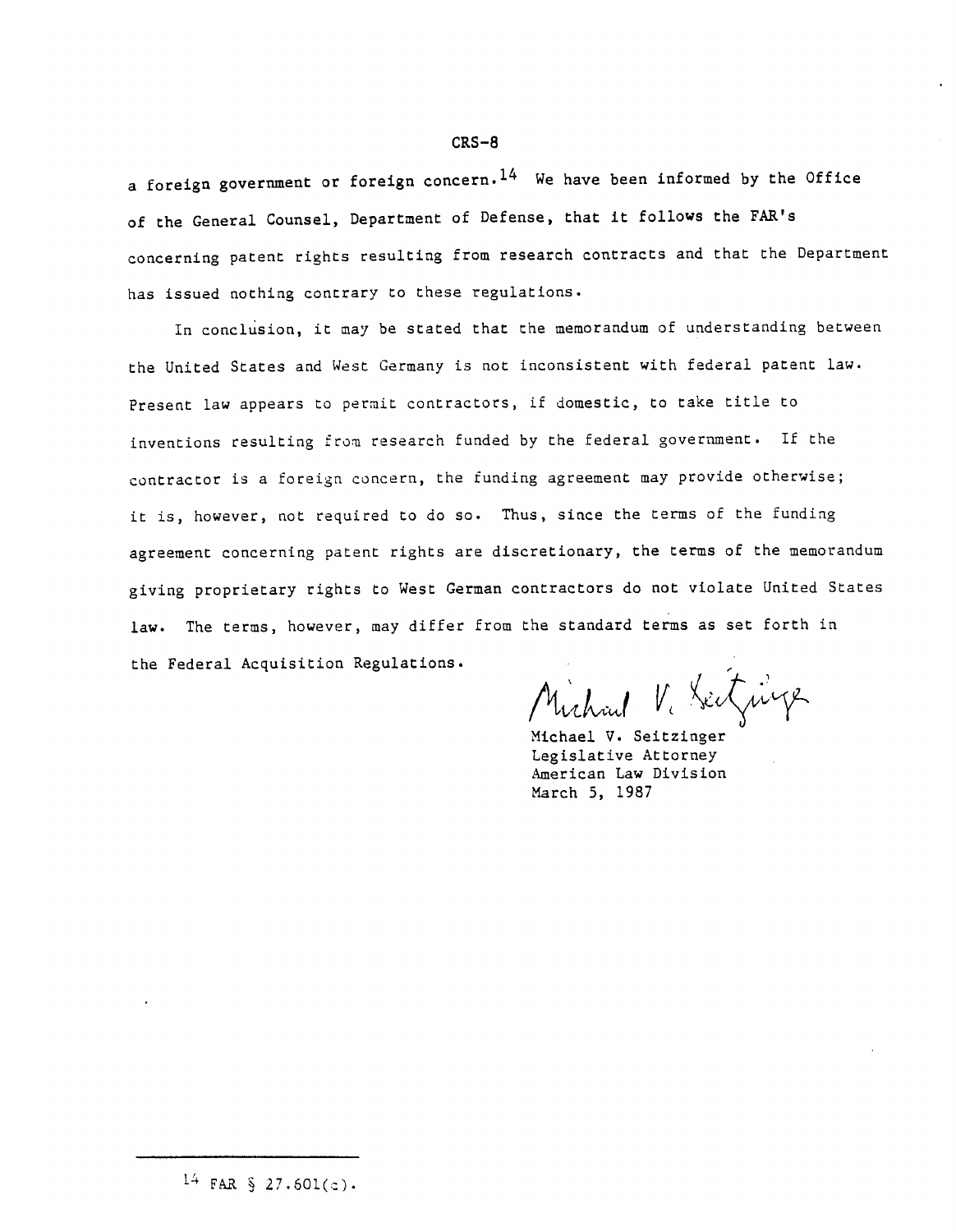a foreign government or foreign concern.[14] We have been informed by the Office of the General Counsel, Department of Defense, that it follows the FAR's concerning patent rights resulting from research contracts and that the Department has issued nothing contrary to these regulations.

In conclusion, it may be stated that the memorandum of understanding between the United States and West Germany is not inconsistent with federal patent law. Present law appears to permit contractors, if domestic, to take title to inventions resulting from research funded by the federal government. If the contractor is a foreign concern, the funding agreement may provide otherwise; it is, however, not required to do so. Thus, since the terms of the funding agreement concerning patent rights are discretionary, the terms of the memorandum giving proprietary rights to West German contractors do not violate United States law. The terms, however, may differ from the standard terms as set forth in the Federal Acquisition Regulations.

Michael V. Seitzinger
Legislative Attorney
American Law Division
March 5, 1987

---

[14] FAR § 27.601(c).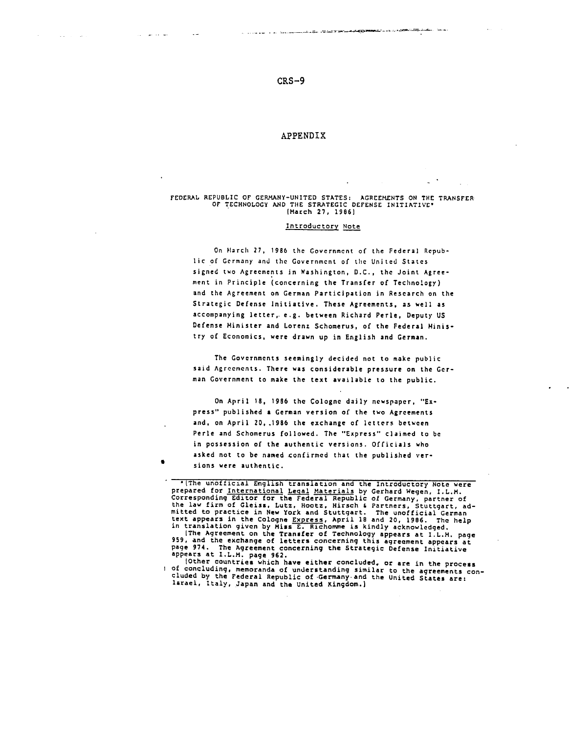# APPENDIX

FEDERAL REPUBLIC OF GERMANY-UNITED STATES: AGREEMENTS ON THE TRANSFER OF TECHNOLOGY AND THE STRATEGIC DEFENSE INITIATIVE*
[March 27, 1986]

## Introductory Note

On March 27, 1986 the Government of the Federal Republic of Germany and the Government of the United States signed two Agreements in Washington, D.C., the Joint Agreement in Principle (concerning the Transfer of Technology) and the Agreement on German Participation in Research on the Strategic Defense Initiative. These Agreements, as well as accompanying letter, e.g. between Richard Perle, Deputy US Defense Minister and Lorenz Schomerus, of the Federal Ministry of Economics, were drawn up in English and German.

The Governments seemingly decided not to make public said Agreements. There was considerable pressure on the German Government to make the text available to the public.

On April 18, 1986 the Cologne daily newspaper, "Express" published a German version of the two Agreements and, on April 20, 1986 the exchange of letters between Perle and Schomerus followed. The "Express" claimed to be in possession of the authentic versions. Officials who asked not to be named confirmed that the published versions were authentic.

---

*[The unofficial English translation and the Introductory Note were prepared for International Legal Materials by Gerhard Wegen, I.L.M. Corresponding Editor for the Federal Republic of Germany, partner of the law firm of Gleiss, Lutz, Hootz, Hirsch & Partners, Stuttgart, admitted to practice in New York and Stuttgart. The unofficial German text appears in the Cologne Express, April 18 and 20, 1986. The help in translation given by Miss E. Richomme is kindly acknowledged.

[The Agreement on the Transfer of Technology appears at I.L.M. page 959, and the exchange of letters concerning this agreement appears at page 974. The Agreement concerning the Strategic Defense Initiative appears at I.L.M. page 962.

[Other countries which have either concluded, or are in the process of concluding, memoranda of understanding similar to the agreements concluded by the Federal Republic of Germany and the United States are: Israel, Italy, Japan and the United Kingdom.]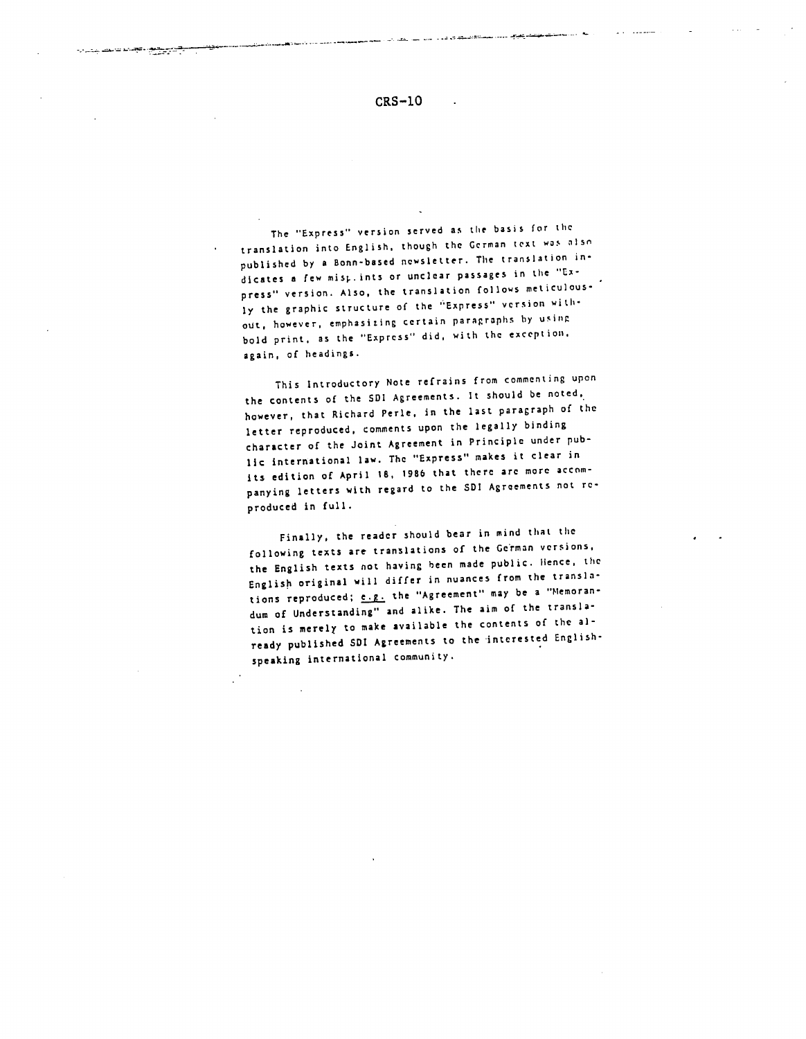The "Express" version served as the basis for the translation into English, though the German text was also published by a Bonn-based newsletter. The translation indicates a few misprints or unclear passages in the "Express" version. Also, the translation follows meticulously the graphic structure of the "Express" version without, however, emphasizing certain paragraphs by using bold print, as the "Express" did, with the exception, again, of headings.

This Introductory Note refrains from commenting upon the contents of the SDI Agreements. It should be noted, however, that Richard Perle, in the last paragraph of the letter reproduced, comments upon the legally binding character of the Joint Agreement in Principle under public international law. The "Express" makes it clear in its edition of April 18, 1986 that there are more accompanying letters with regard to the SDI Agreements not reproduced in full.

Finally, the reader should bear in mind that the following texts are translations of the German versions, the English texts not having been made public. Hence, the English original will differ in nuances from the translations reproduced; e.g. the "Agreement" may be a "Memorandum of Understanding" and alike. The aim of the translation is merely to make available the contents of the already published SDI Agreements to the interested English-speaking international community.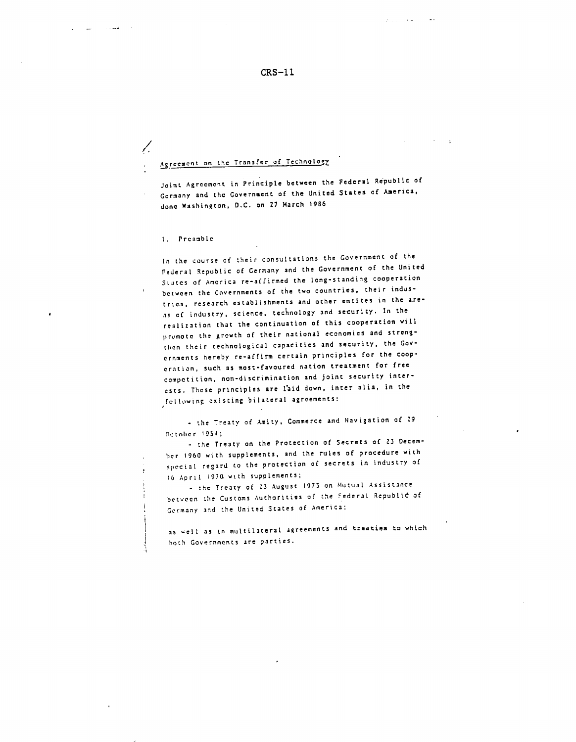Agreement on the Transfer of Technology

Joint Agreement in Principle between the Federal Republic of Germany and the Government of the United States of America, done Washington, D.C. on 27 March 1986

1. Preamble

In the course of their consultations the Government of the Federal Republic of Germany and the Government of the United States of America re-affirmed the long-standing cooperation between the Governments of the two countries, their industries, research establishments and other entites in the areas of industry, science, technology and security. In the realization that the continuation of this cooperation will promote the growth of their national economics and strengthen their technological capacities and security, the Governments hereby re-affirm certain principles for the cooperation, such as most-favoured nation treatment for free competition, non-discrimination and joint security interests. These principles are laid down, inter alia, in the following existing bilateral agreements:

- the Treaty of Amity, Commerce and Navigation of 29 October 1954;
- the Treaty on the Protection of Secrets of 23 December 1960 with supplements, and the rules of procedure with special regard to the protection of secrets in industry of 16 April 1970 with supplements;
- the Treaty of 23 August 1973 on Mutual Assistance between the Customs Authorities of the Federal Republic of Germany and the United States of America;

as well as in multilateral agreements and treaties to which both Governments are parties.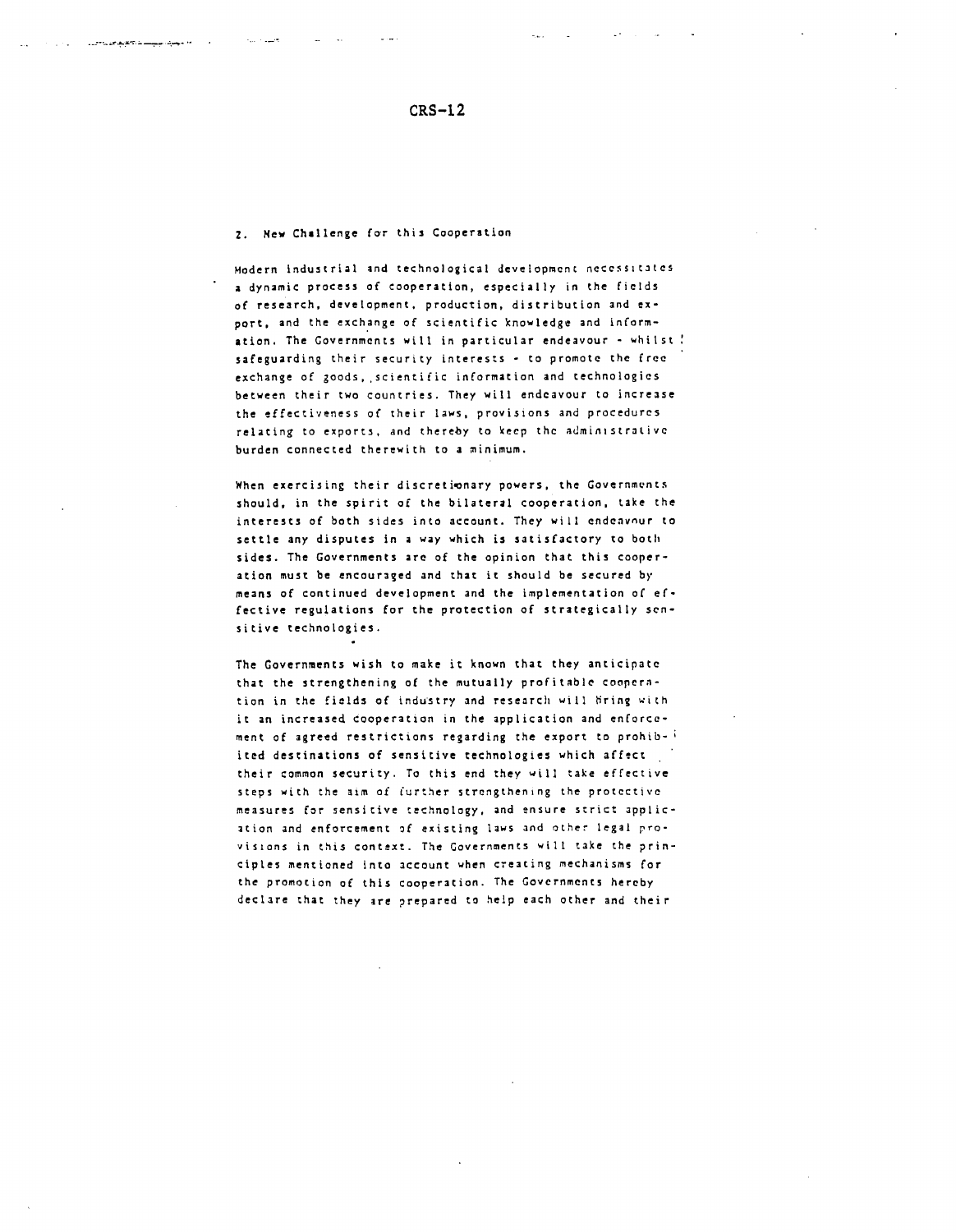## 2. New Challenge for this Cooperation

Modern industrial and technological development necessitates a dynamic process of cooperation, especially in the fields of research, development, production, distribution and export, and the exchange of scientific knowledge and information. The Governments will in particular endeavour - whilst safeguarding their security interests - to promote the free exchange of goods, scientific information and technologies between their two countries. They will endeavour to increase the effectiveness of their laws, provisions and procedures relating to exports, and thereby to keep the administrative burden connected therewith to a minimum.

When exercising their discretionary powers, the Governments should, in the spirit of the bilateral cooperation, take the interests of both sides into account. They will endeavour to settle any disputes in a way which is satisfactory to both sides. The Governments are of the opinion that this cooperation must be encouraged and that it should be secured by means of continued development and the implementation of effective regulations for the protection of strategically sensitive technologies.

The Governments wish to make it known that they anticipate that the strengthening of the mutually profitable cooperation in the fields of industry and research will bring with it an increased cooperation in the application and enforcement of agreed restrictions regarding the export to prohibited destinations of sensitive technologies which affect their common security. To this end they will take effective steps with the aim of further strengthening the protective measures for sensitive technology, and ensure strict application and enforcement of existing laws and other legal provisions in this context. The Governments will take the principles mentioned into account when creating mechanisms for the promotion of this cooperation. The Governments hereby declare that they are prepared to help each other and their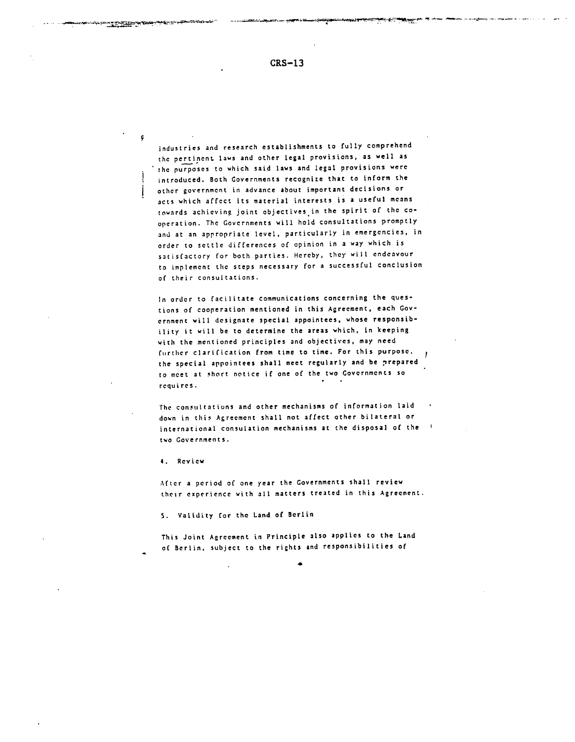industries and research establishments to fully comprehend the pertinent laws and other legal provisions, as well as the purposes to which said laws and legal provisions were introduced. Both Governments recognize that to inform the other government in advance about important decisions or acts which affect its material interests is a useful means towards achieving joint objectives in the spirit of the cooperation. The Governments will hold consultations promptly and at an appropriate level, particularly in emergencies, in order to settle differences of opinion in a way which is satisfactory for both parties. Hereby, they will endeavour to implement the steps necessary for a successful conclusion of their consultations.

In order to facilitate communications concerning the questions of cooperation mentioned in this Agreement, each Government will designate special appointees, whose responsibility it will be to determine the areas which, in keeping with the mentioned principles and objectives, may need further clarification from time to time. For this purpose, the special appointees shall meet regularly and be prepared to meet at short notice if one of the two Governments so requires.

The consultations and other mechanisms of information laid down in this Agreement shall not affect other bilateral or international consulation mechanisms at the disposal of the two Governments.

4. Review

After a period of one year the Governments shall review their experience with all matters treated in this Agreement.

5. Validity for the Land of Berlin

This Joint Agreement in Principle also applies to the Land of Berlin, subject to the rights and responsibilities of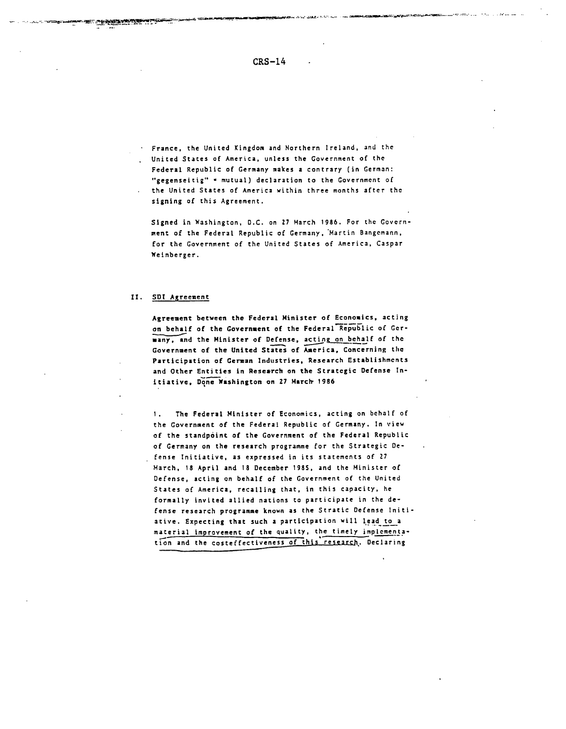France, the United Kingdom and Northern Ireland, and the United States of America, unless the Government of the Federal Republic of Germany makes a contrary (in German: "gegenseitig" = mutual) declaration to the Government of the United States of America within three months after the signing of this Agreement.

Signed in Washington, D.C. on 27 March 1986. For the Government of the Federal Republic of Germany, Martin Bangemann, for the Government of the United States of America, Caspar Weinberger.

## II. SDI Agreement

**Agreement between the Federal Minister of Economics, acting on behalf of the Government of the Federal Republic of Germany, and the Minister of Defense, acting on behalf of the Government of the United States of America, Concerning the Participation of German Industries, Research Establishments and Other Entities in Research on the Strategic Defense Initiative, Done Washington on 27 March 1986**

1. The Federal Minister of Economics, acting on behalf of the Government of the Federal Republic of Germany. In view of the standpoint of the Government of the Federal Republic of Germany on the research programme for the Strategic Defense Initiative, as expressed in its statements of 27 March, 18 April and 18 December 1985, and the Minister of Defense, acting on behalf of the Government of the United States of America, recalling that, in this capacity, he formally invited allied nations to participate in the defense research programme known as the Stratic Defense Initiative. Expecting that such a participation will lead to a material improvement of the quality, the timely implementation and the costeffectiveness of this research. Declaring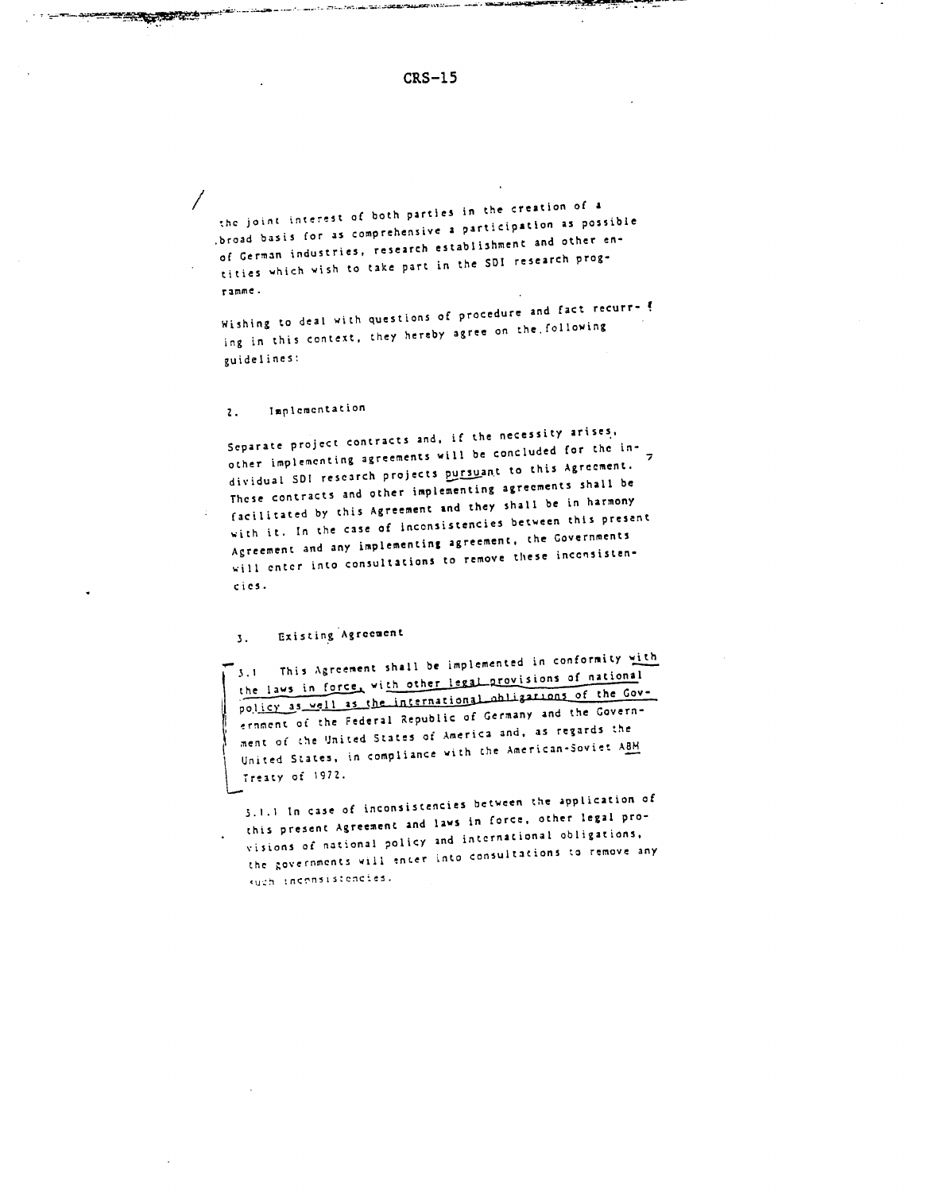the joint interest of both parties in the creation of a broad basis for as comprehensive a participation as possible of German industries, research establishment and other entities which wish to take part in the SDI research programme.

Wishing to deal with questions of procedure and fact recurring in this context, they hereby agree on the following guidelines:

## 2. Implementation

Separate project contracts and, if the necessity arises, other implementing agreements will be concluded for the individual SDI research projects pursuant to this Agreement. These contracts and other implementing agreements shall be facilitated by this Agreement and they shall be in harmony with it. In the case of inconsistencies between this present Agreement and any implementing agreement, the Governments will enter into consultations to remove these inconsistencies.

## 3. Existing Agreement

3.1 This Agreement shall be implemented in conformity with the laws in force, with other legal provisions of national policy as well as the international obligations of the Government of the Federal Republic of Germany and the Government of the United States of America and, as regards the United States, in compliance with the American-Soviet ABM Treaty of 1972.

3.1.1 In case of inconsistencies between the application of this present Agreement and laws in force, other legal provisions of national policy and international obligations, the governments will enter into consultations to remove any such inconsistencies.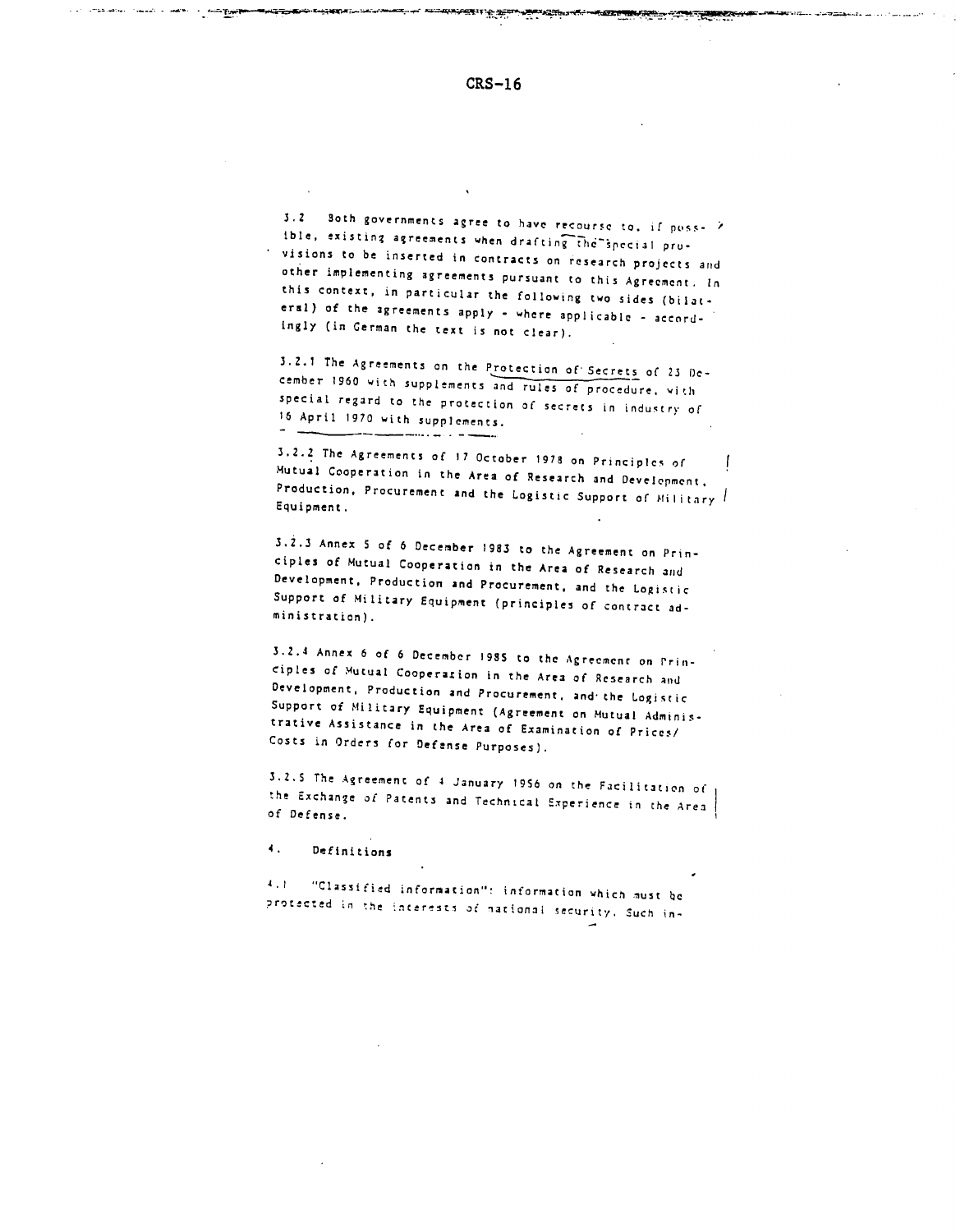3.2 Both governments agree to have recourse to, if possible, existing agreements when drafting the special provisions to be inserted in contracts on research projects and other implementing agreements pursuant to this Agreement. In this context, in particular the following two sides (bilateral) of the agreements apply - where applicable - accordingly (in German the text is not clear).

3.2.1 The Agreements on the Protection of Secrets of 23 December 1960 with supplements and rules of procedure, with special regard to the protection of secrets in industry of 16 April 1970 with supplements.

3.2.2 The Agreements of 17 October 1978 on Principles of Mutual Cooperation in the Area of Research and Development, Production, Procurement and the Logistic Support of Military Equipment.

3.2.3 Annex 5 of 6 December 1983 to the Agreement on Principles of Mutual Cooperation in the Area of Research and Development, Production and Procurement, and the Logistic Support of Military Equipment (principles of contract administration).

3.2.4 Annex 6 of 6 December 1985 to the Agreement on Principles of Mutual Cooperation in the Area of Research and Development, Production and Procurement, and the Logistic Support of Military Equipment (Agreement on Mutual Administrative Assistance in the Area of Examination of Prices/Costs in Orders for Defense Purposes).

3.2.5 The Agreement of 4 January 1956 on the Facilitation of the Exchange of Patents and Technical Experience in the Area of Defense.

## 4. Definitions

4.1 "Classified information": information which must be protected in the interests of national security. Such in-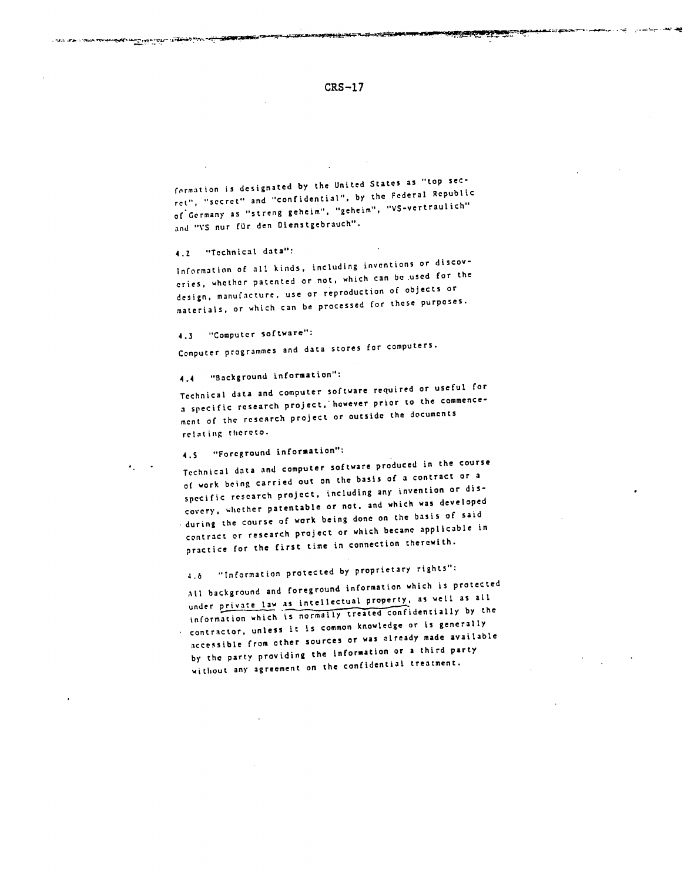formation is designated by the United States as "top secret", "secret" and "confidential", by the Federal Republic of Germany as "streng geheim", "geheim", "VS-vertraulich" and "VS nur für den Dienstgebrauch".

4.2 "Technical data":

Information of all kinds, including inventions or discoveries, whether patented or not, which can be used for the design, manufacture, use or reproduction of objects or materials, or which can be processed for these purposes.

4.3 "Computer software":

Computer programmes and data stores for computers.

4.4 "Background information":

Technical data and computer software required or useful for a specific research project, however prior to the commencement of the research project or outside the documents relating thereto.

4.5 "Foreground information":

Technical data and computer software produced in the course of work being carried out on the basis of a contract or a specific research project, including any invention or discovery, whether patentable or not, and which was developed during the course of work being done on the basis of said contract or research project or which became applicable in practice for the first time in connection therewith.

4.6 "Information protected by proprietary rights":

All background and foreground information which is protected under private law as intellectual property, as well as all information which is normally treated confidentially by the contractor, unless it is common knowledge or is generally accessible from other sources or was already made available by the party providing the information or a third party without any agreement on the confidential treatment.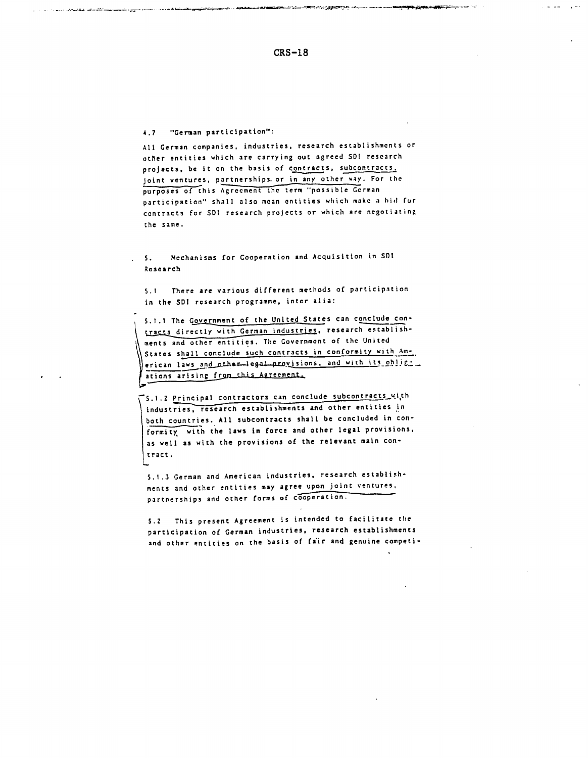4.7 "German participation":

All German companies, industries, research establishments or other entities which are carrying out agreed SDI research projects, be it on the basis of contracts, subcontracts, joint ventures, partnerships or in any other way. For the purposes of this Agreement the term "possible German participation" shall also mean entities which make a bid for contracts for SDI research projects or which are negotiating the same.

5. Mechanisms for Cooperation and Acquisition in SDI Research

5.1 There are various different methods of participation in the SDI research programme, inter alia:

5.1.1 The Government of the United States can conclude contracts directly with German industries, research establishments and other entities. The Government of the United States shall conclude such contracts in conformity with American laws and other legal provisions, and with its obligations arising from this Agreement.

5.1.2 Principal contractors can conclude subcontracts with industries, research establishments and other entities in both countries. All subcontracts shall be concluded in conformity with the laws in force and other legal provisions, as well as with the provisions of the relevant main contract.

5.1.3 German and American industries, research establishments and other entities may agree upon joint ventures, partnerships and other forms of cooperation.

5.2 This present Agreement is intended to facilitate the participation of German industries, research establishments and other entities on the basis of fair and genuine competi-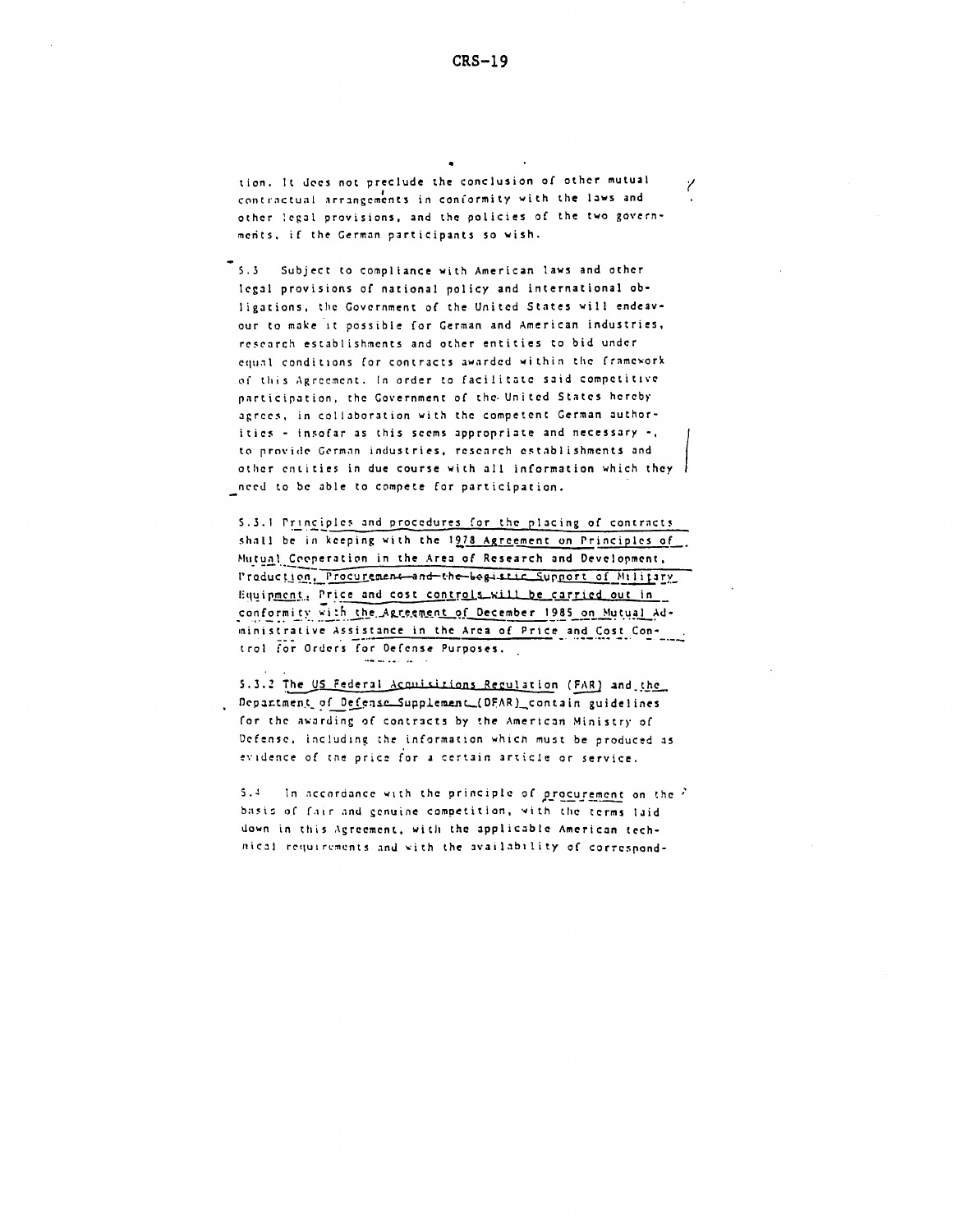tion. It does not preclude the conclusion of other mutual contractual arrangements in conformity with the laws and other legal provisions, and the policies of the two governments, if the German participants so wish.

5.3 Subject to compliance with American laws and other legal provisions of national policy and international obligations, the Government of the United States will endeavour to make it possible for German and American industries, research establishments and other entities to bid under equal conditions for contracts awarded within the framework of this Agreement. In order to facilitate said competitive participation, the Government of the United States hereby agrees, in collaboration with the competent German authorities - insofar as this seems appropriate and necessary -, to provide German industries, research establishments and other entities in due course with all information which they need to be able to compete for participation.

5.3.1 Principles and procedures for the placing of contracts shall be in keeping with the 1978 Agreement on Principles of Mutual Cooperation in the Area of Research and Development, Production, ~~Procurement and the Logistic~~ Support of Military Equipment. Price and cost controls will be carried out in conformity with the Agreement of December 1985 on Mutual Administrative Assistance in the Area of Price and Cost Control for Orders for Defense Purposes.

5.3.2 The US Federal Acquisitions Regulation (FAR) and the Department of Defense Supplement (DFAR) contain guidelines for the awarding of contracts by the American Ministry of Defense, including the information which must be produced as evidence of the price for a certain article or service.

5.4 In accordance with the principle of procurement on the basis of fair and genuine competition, with the terms laid down in this Agreement, with the applicable American technical requirements and with the availability of correspond-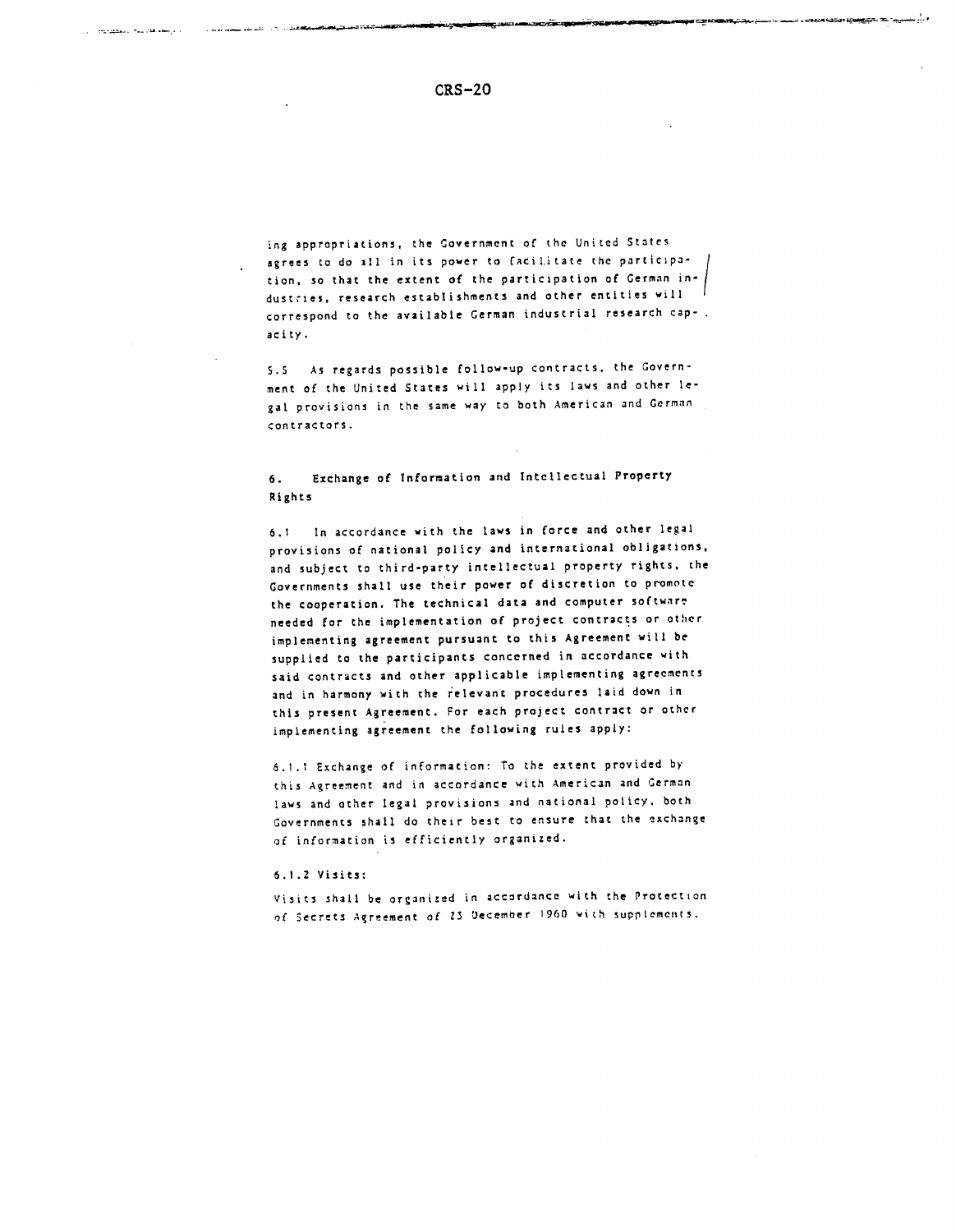ing appropriations, the Government of the United States agrees to do all in its power to facilitate the participation, so that the extent of the participation of German industries, research establishments and other entities will correspond to the available German industrial research capacity.

5.5 As regards possible follow-up contracts, the Government of the United States will apply its laws and other legal provisions in the same way to both American and German contractors.

## 6. Exchange of Information and Intellectual Property Rights

6.1 In accordance with the laws in force and other legal provisions of national policy and international obligations, and subject to third-party intellectual property rights, the Governments shall use their power of discretion to promote the cooperation. The technical data and computer software needed for the implementation of project contracts or other implementing agreement pursuant to this Agreement will be supplied to the participants concerned in accordance with said contracts and other applicable implementing agreements and in harmony with the relevant procedures laid down in this present Agreement. For each project contract or other implementing agreement the following rules apply:

6.1.1 Exchange of information: To the extent provided by this Agreement and in accordance with American and German laws and other legal provisions and national policy, both Governments shall do their best to ensure that the exchange of information is efficiently organized.

6.1.2 Visits:

Visits shall be organized in accordance with the Protection of Secrets Agreement of 23 December 1960 with supplements.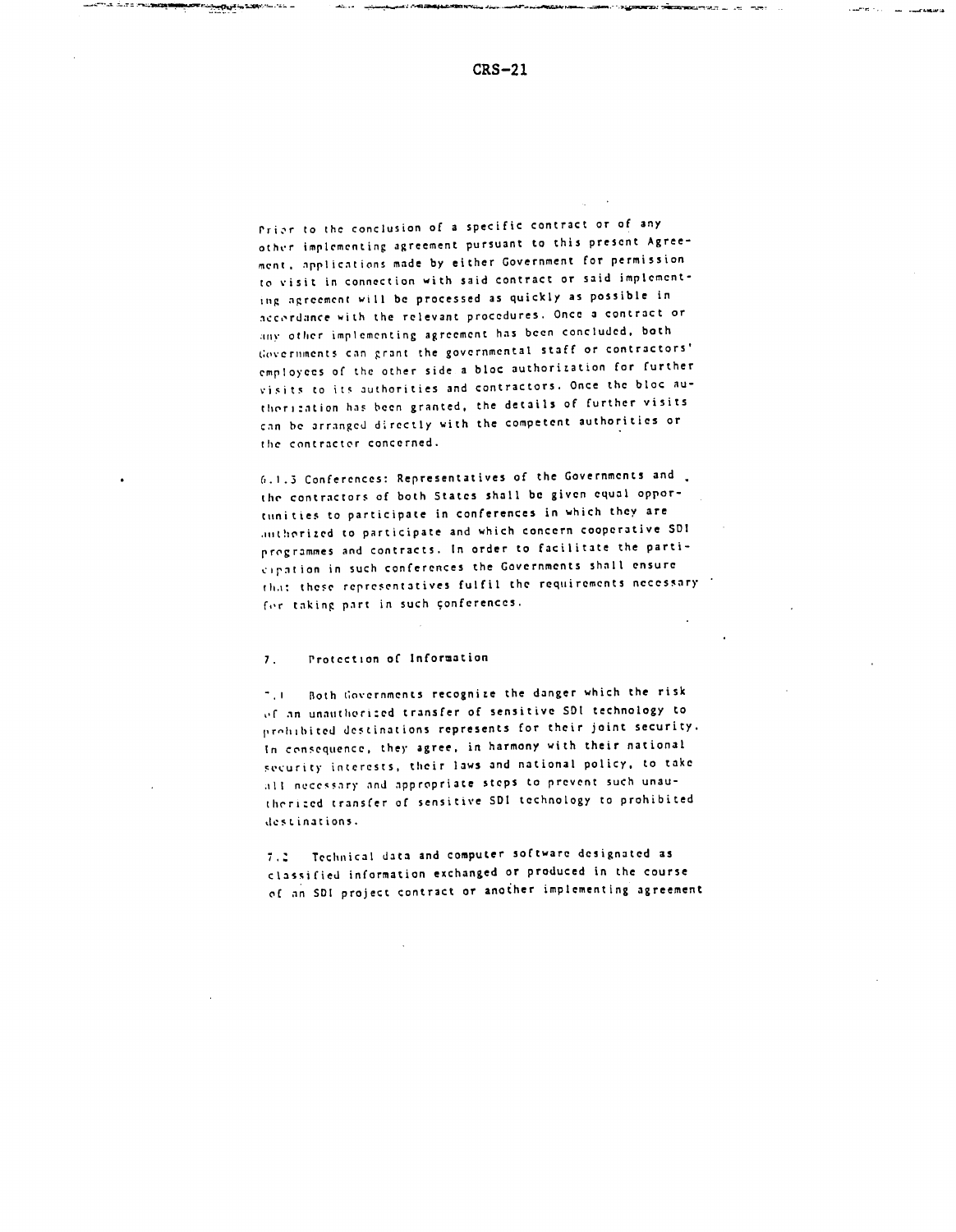Prior to the conclusion of a specific contract or of any other implementing agreement pursuant to this present Agreement, applications made by either Government for permission to visit in connection with said contract or said implementing agreement will be processed as quickly as possible in accordance with the relevant procedures. Once a contract or any other implementing agreement has been concluded, both Governments can grant the governmental staff or contractors' employees of the other side a bloc authorization for further visits to its authorities and contractors. Once the bloc authorization has been granted, the details of further visits can be arranged directly with the competent authorities or the contractor concerned.

6.1.3 Conferences: Representatives of the Governments and the contractors of both States shall be given equal opportunities to participate in conferences in which they are authorized to participate and which concern cooperative SDI programmes and contracts. In order to facilitate the participation in such conferences the Governments shall ensure that these representatives fulfil the requirements necessary for taking part in such conferences.

## 7. Protection of Information

7.1 Both Governments recognize the danger which the risk of an unauthorized transfer of sensitive SDI technology to prohibited destinations represents for their joint security. In consequence, they agree, in harmony with their national security interests, their laws and national policy, to take all necessary and appropriate steps to prevent such unauthorized transfer of sensitive SDI technology to prohibited destinations.

7.2 Technical data and computer software designated as classified information exchanged or produced in the course of an SDI project contract or another implementing agreement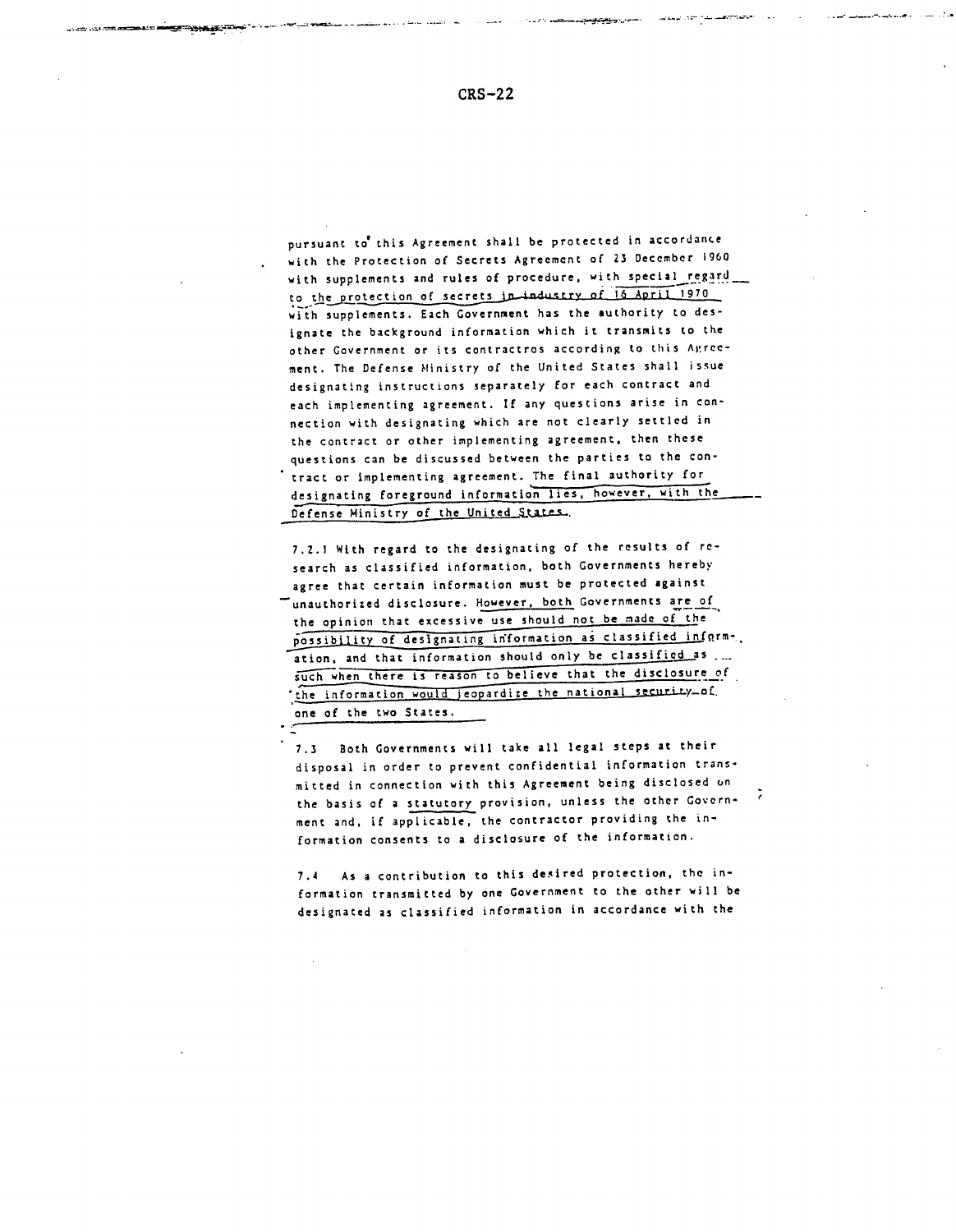pursuant to this Agreement shall be protected in accordance with the Protection of Secrets Agreement of 23 December 1960 with supplements and rules of procedure, with special regard to the protection of secrets in industry of 16 April 1970 with supplements. Each Government has the authority to designate the background information which it transmits to the other Government or its contractros according to this Agreement. The Defense Ministry of the United States shall issue designating instructions separately for each contract and each implementing agreement. If any questions arise in connection with designating which are not clearly settled in the contract or other implementing agreement, then these questions can be discussed between the parties to the contract or implementing agreement. The final authority for designating foreground information lies, however, with the Defense Ministry of the United States.

7.2.1 With regard to the designating of the results of research as classified information, both Governments hereby agree that certain information must be protected against unauthorized disclosure. However, both Governments are of the opinion that excessive use should not be made of the possibility of designating information as classified information, and that information should only be classified as such when there is reason to believe that the disclosure of the information would jeopardize the national security of one of the two States.

7.3 Both Governments will take all legal steps at their disposal in order to prevent confidential information transmitted in connection with this Agreement being disclosed on the basis of a statutory provision, unless the other Government and, if applicable, the contractor providing the information consents to a disclosure of the information.

7.4 As a contribution to this desired protection, the information transmitted by one Government to the other will be designated as classified information in accordance with the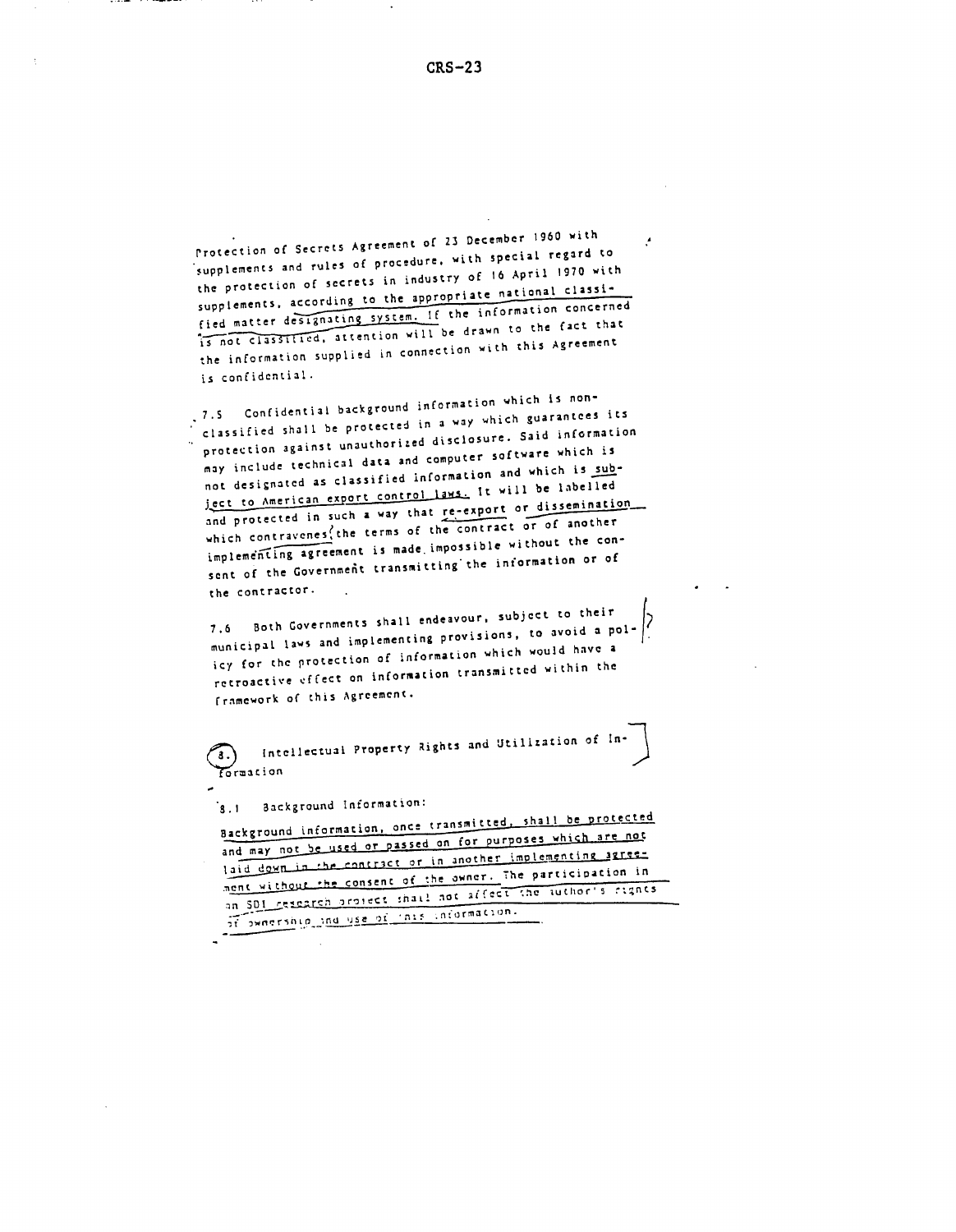Protection of Secrets Agreement of 23 December 1960 with supplements and rules of procedure, with special regard to the protection of secrets in industry of 16 April 1970 with supplements, according to the appropriate national classified matter designating system. If the information concerned is not classified, attention will be drawn to the fact that the information supplied in connection with this Agreement is confidential.

7.5 Confidential background information which is non-classified shall be protected in a way which guarantees its protection against unauthorized disclosure. Said information may include technical data and computer software which is not designated as classified information and which is subject to American export control laws. It will be labelled and protected in such a way that re-export or dissemination which contravenes the terms of the contract or of another implementing agreement is made impossible without the consent of the Government transmitting the information or of the contractor.

7.6 Both Governments shall endeavour, subject to their municipal laws and implementing provisions, to avoid a policy for the protection of information which would have a retroactive effect on information transmitted within the framework of this Agreement.

## 8. Intellectual Property Rights and Utilization of Information

8.1 Background Information:

Background information, once transmitted, shall be protected and may not be used or passed on for purposes which are not laid down in the contract or in another implementing agreement without the consent of the owner. The participation in an SDI research project shall not affect the author's rights of ownership and use of this information.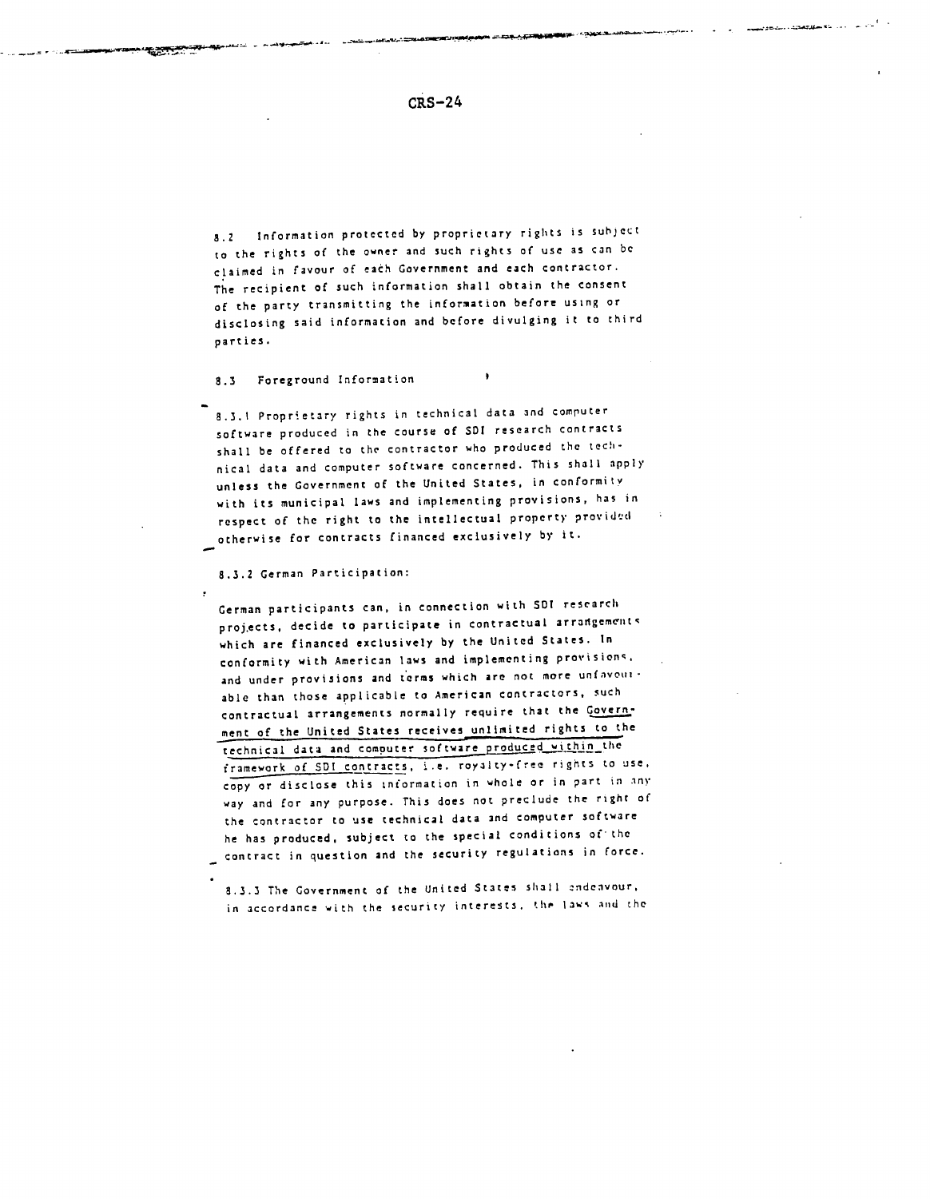8.2 Information protected by proprietary rights is subject to the rights of the owner and such rights of use as can be claimed in favour of each Government and each contractor. The recipient of such information shall obtain the consent of the party transmitting the information before using or disclosing said information and before divulging it to third parties.

8.3 Foreground Information

8.3.1 Proprietary rights in technical data and computer software produced in the course of SDI research contracts shall be offered to the contractor who produced the technical data and computer software concerned. This shall apply unless the Government of the United States, in conformity with its municipal laws and implementing provisions, has in respect of the right to the intellectual property provided otherwise for contracts financed exclusively by it.

8.3.2 German Participation:

German participants can, in connection with SDI research projects, decide to participate in contractual arrangements which are financed exclusively by the United States. In conformity with American laws and implementing provisions, and under provisions and terms which are not more unfavourable than those applicable to American contractors, such contractual arrangements normally require that the Government of the United States receives unlimited rights to the technical data and computer software produced within the framework of SDI contracts, i.e. royalty-free rights to use, copy or disclose this information in whole or in part in any way and for any purpose. This does not preclude the right of the contractor to use technical data and computer software he has produced, subject to the special conditions of the contract in question and the security regulations in force.

8.3.3 The Government of the United States shall endeavour, in accordance with the security interests, the laws and the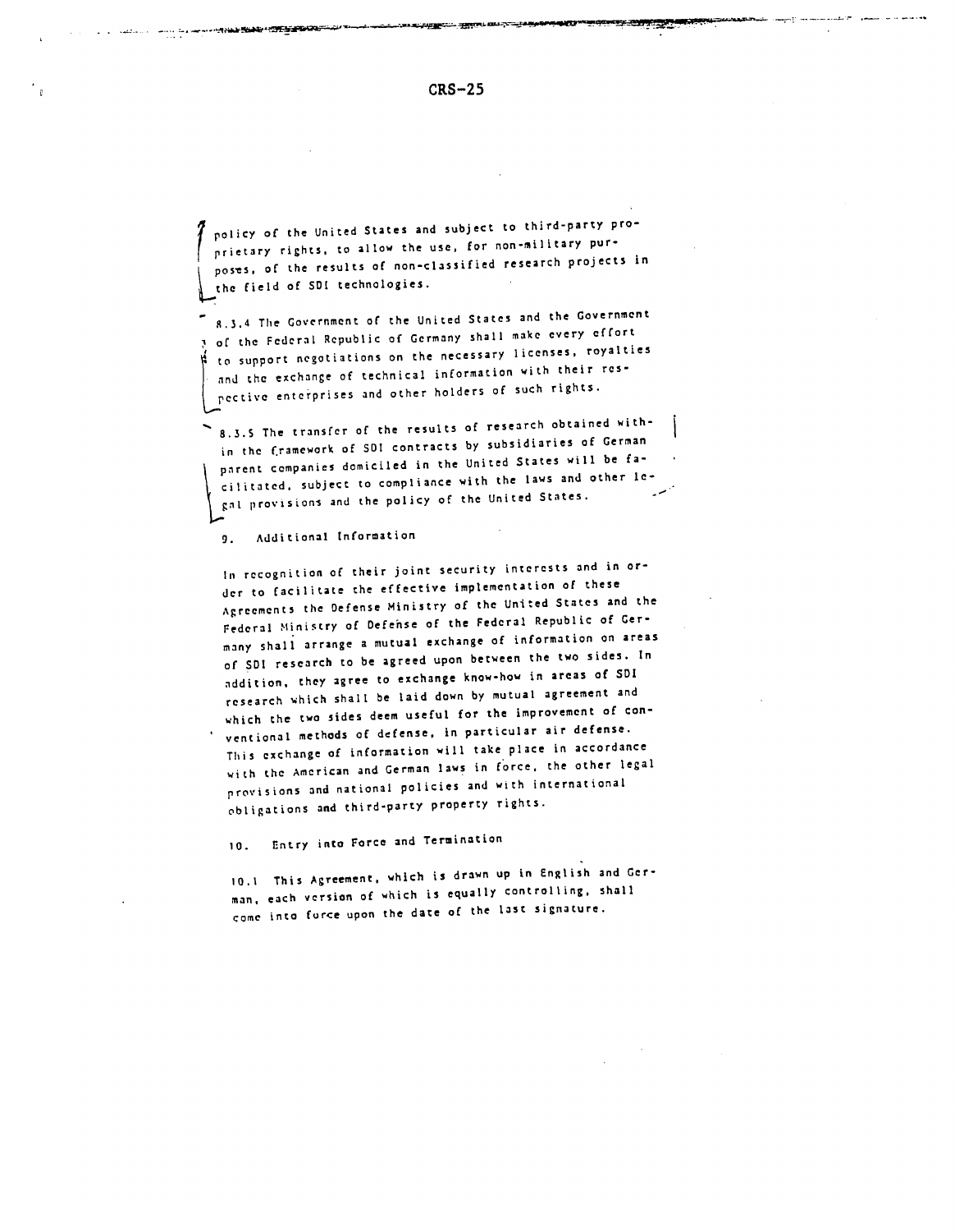policy of the United States and subject to third-party proprietary rights, to allow the use, for non-military purposes, of the results of non-classified research projects in the field of SDI technologies.

8.3.4 The Government of the United States and the Government of the Federal Republic of Germany shall make every effort to support negotiations on the necessary licenses, royalties and the exchange of technical information with their respective enterprises and other holders of such rights.

8.3.5 The transfer of the results of research obtained within the framework of SDI contracts by subsidiaries of German parent companies domiciled in the United States will be facilitated, subject to compliance with the laws and other legal provisions and the policy of the United States.

## 9. Additional Information

In recognition of their joint security interests and in order to facilitate the effective implementation of these Agreements the Defense Ministry of the United States and the Federal Ministry of Defense of the Federal Republic of Germany shall arrange a mutual exchange of information on areas of SDI research to be agreed upon between the two sides. In addition, they agree to exchange know-how in areas of SDI research which shall be laid down by mutual agreement and which the two sides deem useful for the improvement of conventional methods of defense, in particular air defense. This exchange of information will take place in accordance with the American and German laws in force, the other legal provisions and national policies and with international obligations and third-party property rights.

## 10. Entry into Force and Termination

10.1 This Agreement, which is drawn up in English and German, each version of which is equally controlling, shall come into force upon the date of the last signature.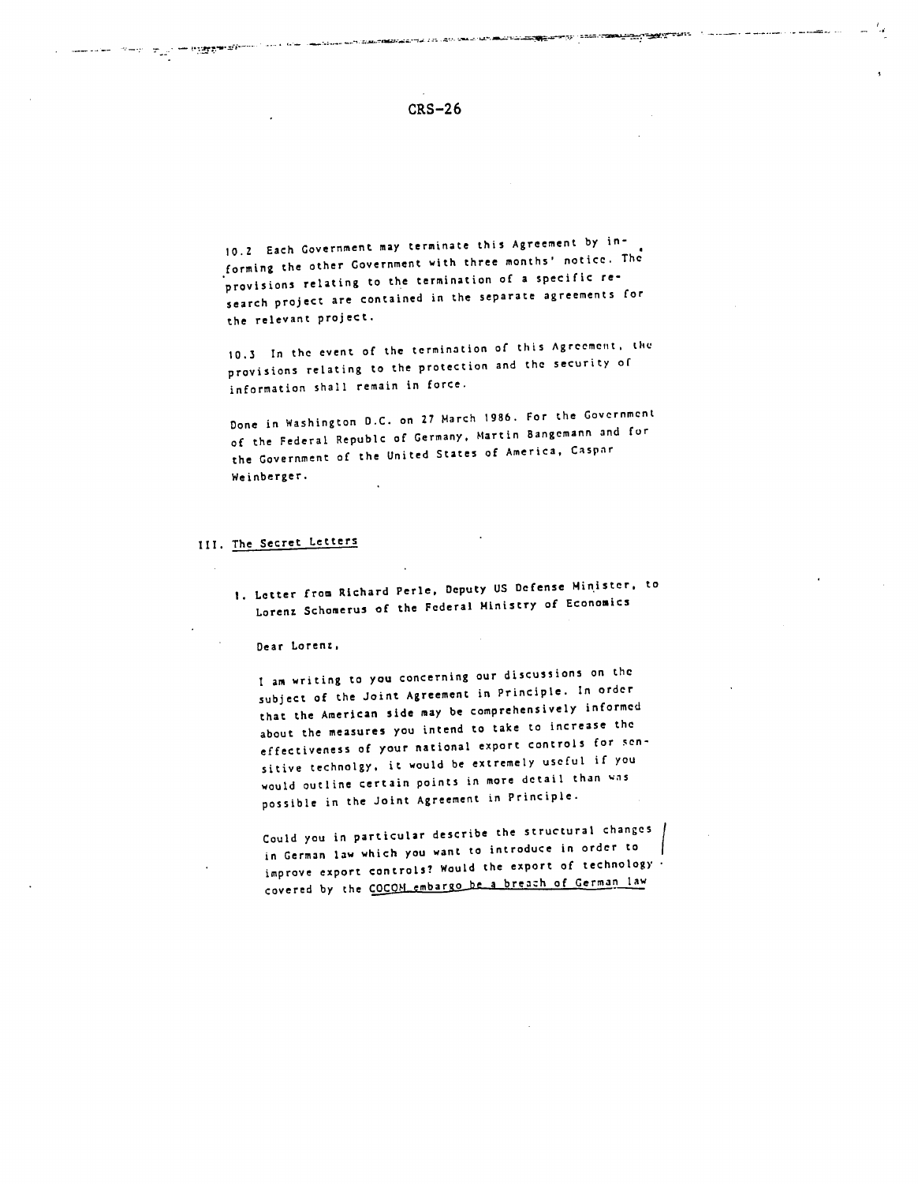10.2 Each Government may terminate this Agreement by informing the other Government with three months' notice. The provisions relating to the termination of a specific research project are contained in the separate agreements for the relevant project.

10.3 In the event of the termination of this Agreement, the provisions relating to the protection and the security of information shall remain in force.

Done in Washington D.C. on 27 March 1986. For the Government of the Federal Republic of Germany, Martin Bangemann and for the Government of the United States of America, Caspar Weinberger.

## III. The Secret Letters

1. Letter from Richard Perle, Deputy US Defense Minister, to Lorenz Schomerus of the Federal Ministry of Economics

Dear Lorenz,

I am writing to you concerning our discussions on the subject of the Joint Agreement in Principle. In order that the American side may be comprehensively informed about the measures you intend to take to increase the effectiveness of your national export controls for sensitive technolgy, it would be extremely useful if you would outline certain points in more detail than was possible in the Joint Agreement in Principle.

Could you in particular describe the structural changes in German law which you want to introduce in order to improve export controls? Would the export of technology covered by the COCOM embargo be a breach of German law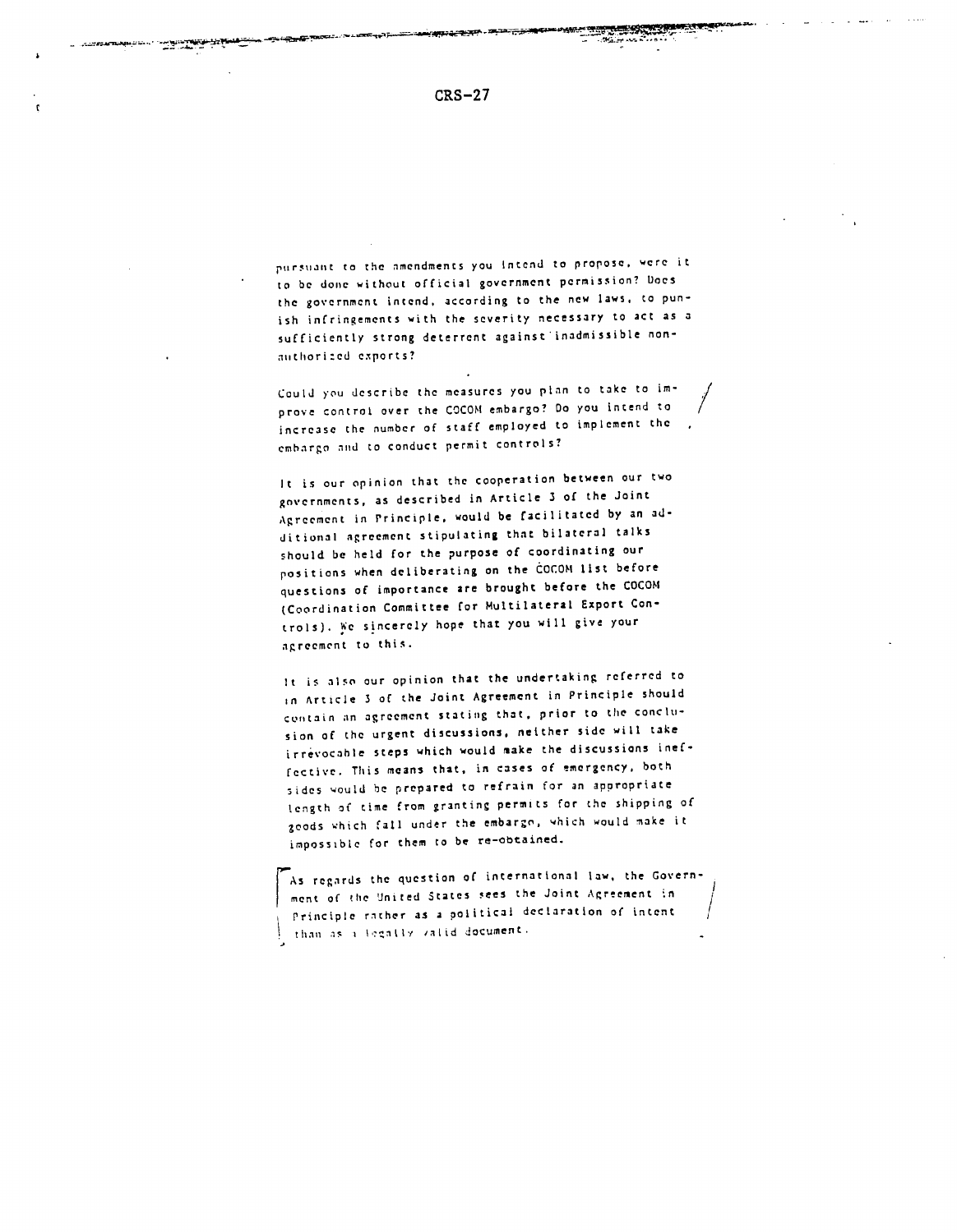pursuant to the amendments you intend to propose, were it to be done without official government permission? Does the government intend, according to the new laws, to punish infringements with the severity necessary to act as a sufficiently strong deterrent against inadmissible non-authorized exports?

Could you describe the measures you plan to take to improve control over the COCOM embargo? Do you intend to increase the number of staff employed to implement the embargo and to conduct permit controls?

It is our opinion that the cooperation between our two governments, as described in Article 3 of the Joint Agreement in Principle, would be facilitated by an additional agreement stipulating that bilateral talks should be held for the purpose of coordinating our positions when deliberating on the COCOM list before questions of importance are brought before the COCOM (Coordination Committee for Multilateral Export Controls). We sincerely hope that you will give your agreement to this.

It is also our opinion that the undertaking referred to in Article 3 of the Joint Agreement in Principle should contain an agreement stating that, prior to the conclusion of the urgent discussions, neither side will take irrevocable steps which would make the discussions ineffective. This means that, in cases of emergency, both sides would be prepared to refrain for an appropriate length of time from granting permits for the shipping of goods which fall under the embargo, which would make it impossible for them to be re-obtained.

As regards the question of international law, the Government of the United States sees the Joint Agreement in Principle rather as a political declaration of intent than as a legally valid document.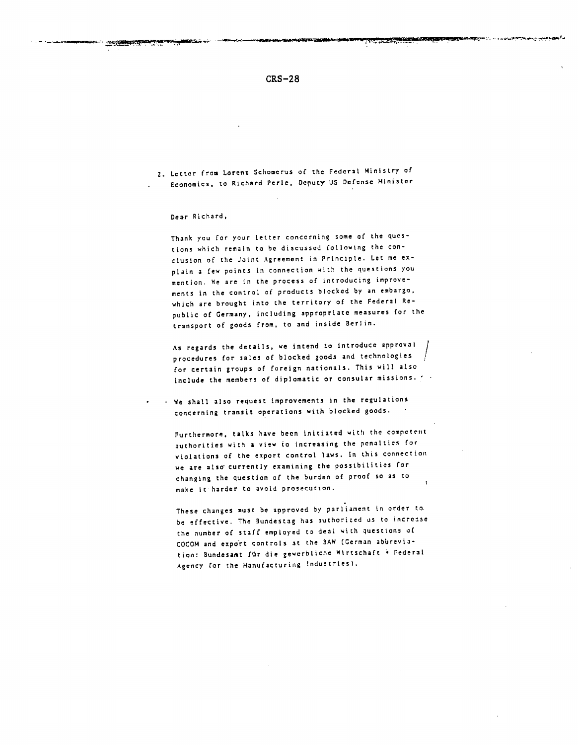2. Letter from Lorenz Schomerus of the Federal Ministry of Economics, to Richard Perle, Deputy US Defense Minister

Dear Richard,

Thank you for your letter concerning some of the questions which remain to be discussed following the conclusion of the Joint Agreement in Principle. Let me explain a few points in connection with the questions you mention. We are in the process of introducing improvements in the control of products blocked by an embargo, which are brought into the territory of the Federal Republic of Germany, including appropriate measures for the transport of goods from, to and inside Berlin.

As regards the details, we intend to introduce approval procedures for sales of blocked goods and technologies for certain groups of foreign nationals. This will also include the members of diplomatic or consular missions.

We shall also request improvements in the regulations concerning transit operations with blocked goods.

Furthermore, talks have been initiated with the competent authorities with a view to increasing the penalties for violations of the export control laws. In this connection we are also currently examining the possibilities for changing the question of the burden of proof so as to make it harder to avoid prosecution.

These changes must be approved by parliament in order to be effective. The Bundestag has authorized us to increase the number of staff employed to deal with questions of COCOM and export controls at the BAW (German abbreviation: Bundesamt für die gewerbliche Wirtschaft = Federal Agency for the Manufacturing Industries).